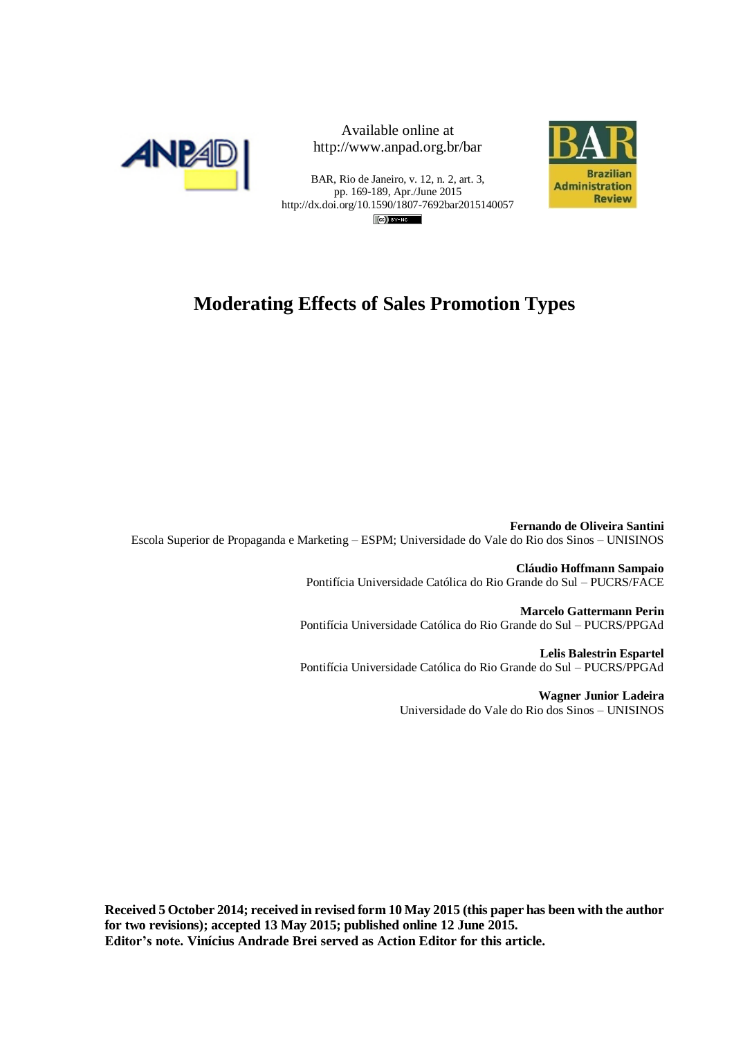Available online at
http://www.anpad.org.br/bar

BAR, Rio de Janeiro, v. 12, n. 2, art. 3,
pp. 169-189, Apr./June 2015
http://dx.doi.org/10.1590/1807-7692bar2015140057

# Moderating Effects of Sales Promotion Types

**Fernando de Oliveira Santini**
Escola Superior de Propaganda e Marketing – ESPM; Universidade do Vale do Rio dos Sinos – UNISINOS

**Cláudio Hoffmann Sampaio**
Pontifícia Universidade Católica do Rio Grande do Sul – PUCRS/FACE

**Marcelo Gattermann Perin**
Pontifícia Universidade Católica do Rio Grande do Sul – PUCRS/PPGAd

**Lelis Balestrin Espartel**
Pontifícia Universidade Católica do Rio Grande do Sul – PUCRS/PPGAd

**Wagner Junior Ladeira**
Universidade do Vale do Rio dos Sinos – UNISINOS

**Received 5 October 2014; received in revised form 10 May 2015 (this paper has been with the author for two revisions); accepted 13 May 2015; published online 12 June 2015.**
**Editor's note. Vinícius Andrade Brei served as Action Editor for this article.**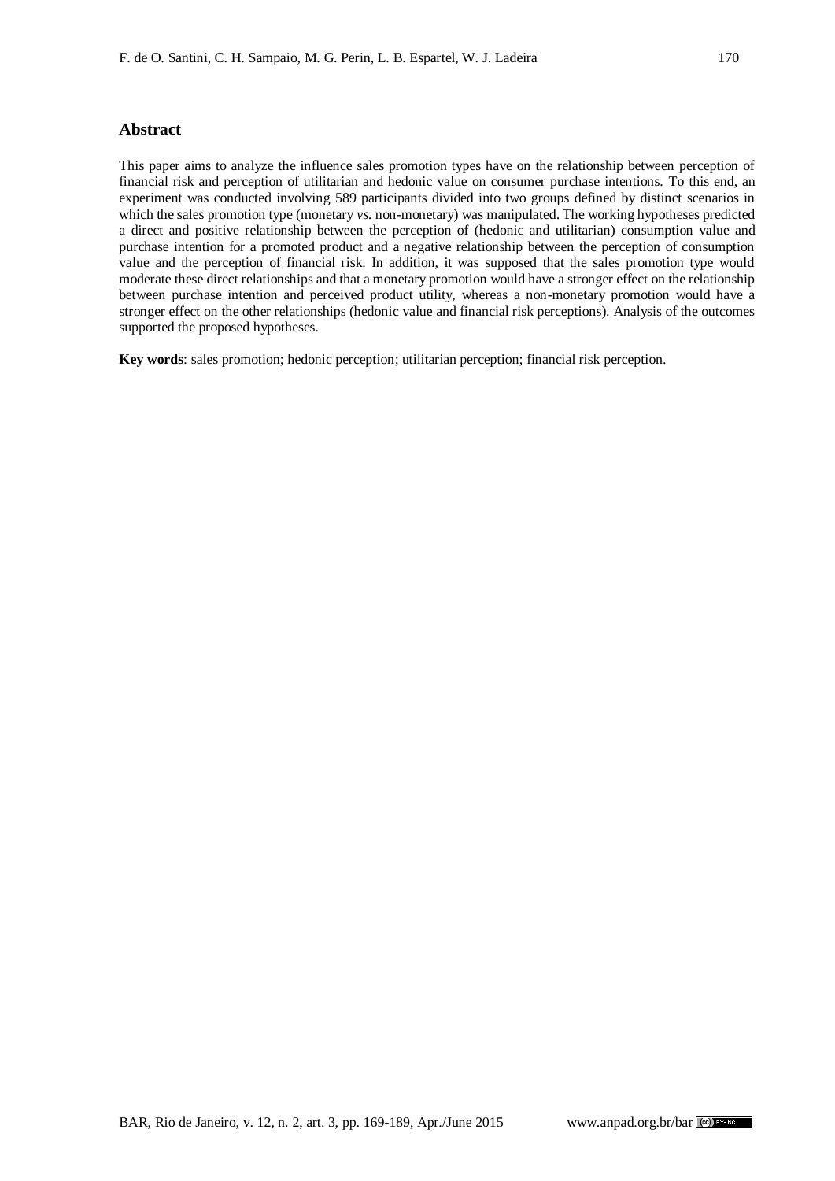## Abstract

This paper aims to analyze the influence sales promotion types have on the relationship between perception of financial risk and perception of utilitarian and hedonic value on consumer purchase intentions. To this end, an experiment was conducted involving 589 participants divided into two groups defined by distinct scenarios in which the sales promotion type (monetary *vs.* non-monetary) was manipulated. The working hypotheses predicted a direct and positive relationship between the perception of (hedonic and utilitarian) consumption value and purchase intention for a promoted product and a negative relationship between the perception of consumption value and the perception of financial risk. In addition, it was supposed that the sales promotion type would moderate these direct relationships and that a monetary promotion would have a stronger effect on the relationship between purchase intention and perceived product utility, whereas a non-monetary promotion would have a stronger effect on the other relationships (hedonic value and financial risk perceptions). Analysis of the outcomes supported the proposed hypotheses.

**Key words**: sales promotion; hedonic perception; utilitarian perception; financial risk perception.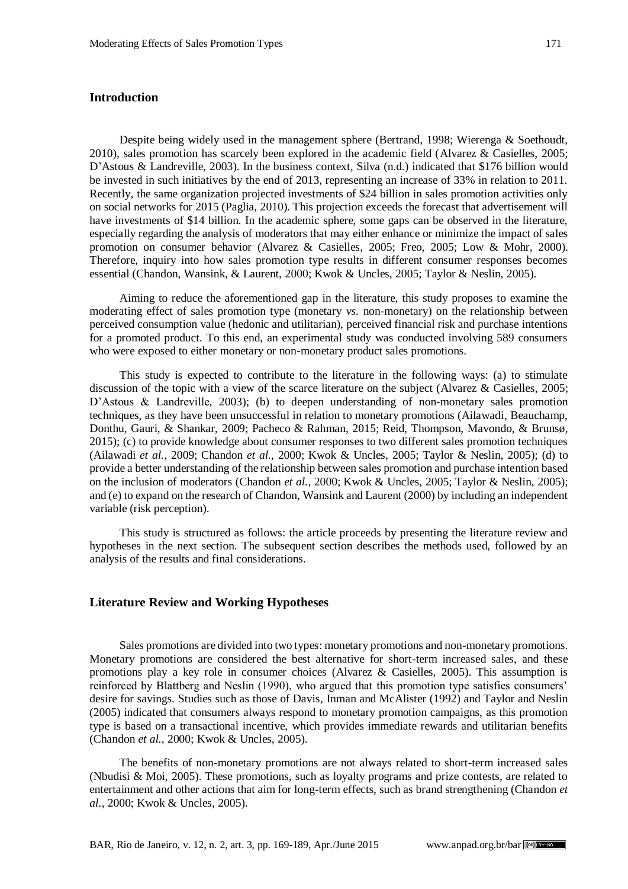## Introduction

Despite being widely used in the management sphere (Bertrand, 1998; Wierenga & Soethoudt, 2010), sales promotion has scarcely been explored in the academic field (Alvarez & Casielles, 2005; D'Astous & Landreville, 2003). In the business context, Silva (n.d.) indicated that $176 billion would be invested in such initiatives by the end of 2013, representing an increase of 33% in relation to 2011. Recently, the same organization projected investments of $24 billion in sales promotion activities only on social networks for 2015 (Paglia, 2010). This projection exceeds the forecast that advertisement will have investments of $14 billion. In the academic sphere, some gaps can be observed in the literature, especially regarding the analysis of moderators that may either enhance or minimize the impact of sales promotion on consumer behavior (Alvarez & Casielles, 2005; Freo, 2005; Low & Mohr, 2000). Therefore, inquiry into how sales promotion type results in different consumer responses becomes essential (Chandon, Wansink, & Laurent, 2000; Kwok & Uncles, 2005; Taylor & Neslin, 2005).

Aiming to reduce the aforementioned gap in the literature, this study proposes to examine the moderating effect of sales promotion type (monetary *vs.* non-monetary) on the relationship between perceived consumption value (hedonic and utilitarian), perceived financial risk and purchase intentions for a promoted product. To this end, an experimental study was conducted involving 589 consumers who were exposed to either monetary or non-monetary product sales promotions.

This study is expected to contribute to the literature in the following ways: (a) to stimulate discussion of the topic with a view of the scarce literature on the subject (Alvarez & Casielles, 2005; D'Astous & Landreville, 2003); (b) to deepen understanding of non-monetary sales promotion techniques, as they have been unsuccessful in relation to monetary promotions (Ailawadi, Beauchamp, Donthu, Gauri, & Shankar, 2009; Pacheco & Rahman, 2015; Reid, Thompson, Mavondo, & Brunsø, 2015); (c) to provide knowledge about consumer responses to two different sales promotion techniques (Ailawadi *et al.*, 2009; Chandon *et al.*, 2000; Kwok & Uncles, 2005; Taylor & Neslin, 2005); (d) to provide a better understanding of the relationship between sales promotion and purchase intention based on the inclusion of moderators (Chandon *et al.*, 2000; Kwok & Uncles, 2005; Taylor & Neslin, 2005); and (e) to expand on the research of Chandon, Wansink and Laurent (2000) by including an independent variable (risk perception).

This study is structured as follows: the article proceeds by presenting the literature review and hypotheses in the next section. The subsequent section describes the methods used, followed by an analysis of the results and final considerations.

## Literature Review and Working Hypotheses

Sales promotions are divided into two types: monetary promotions and non-monetary promotions. Monetary promotions are considered the best alternative for short-term increased sales, and these promotions play a key role in consumer choices (Alvarez & Casielles, 2005). This assumption is reinforced by Blattberg and Neslin (1990), who argued that this promotion type satisfies consumers' desire for savings. Studies such as those of Davis, Inman and McAlister (1992) and Taylor and Neslin (2005) indicated that consumers always respond to monetary promotion campaigns, as this promotion type is based on a transactional incentive, which provides immediate rewards and utilitarian benefits (Chandon *et al.*, 2000; Kwok & Uncles, 2005).

The benefits of non-monetary promotions are not always related to short-term increased sales (Nbudisi & Moi, 2005). These promotions, such as loyalty programs and prize contests, are related to entertainment and other actions that aim for long-term effects, such as brand strengthening (Chandon *et al.*, 2000; Kwok & Uncles, 2005).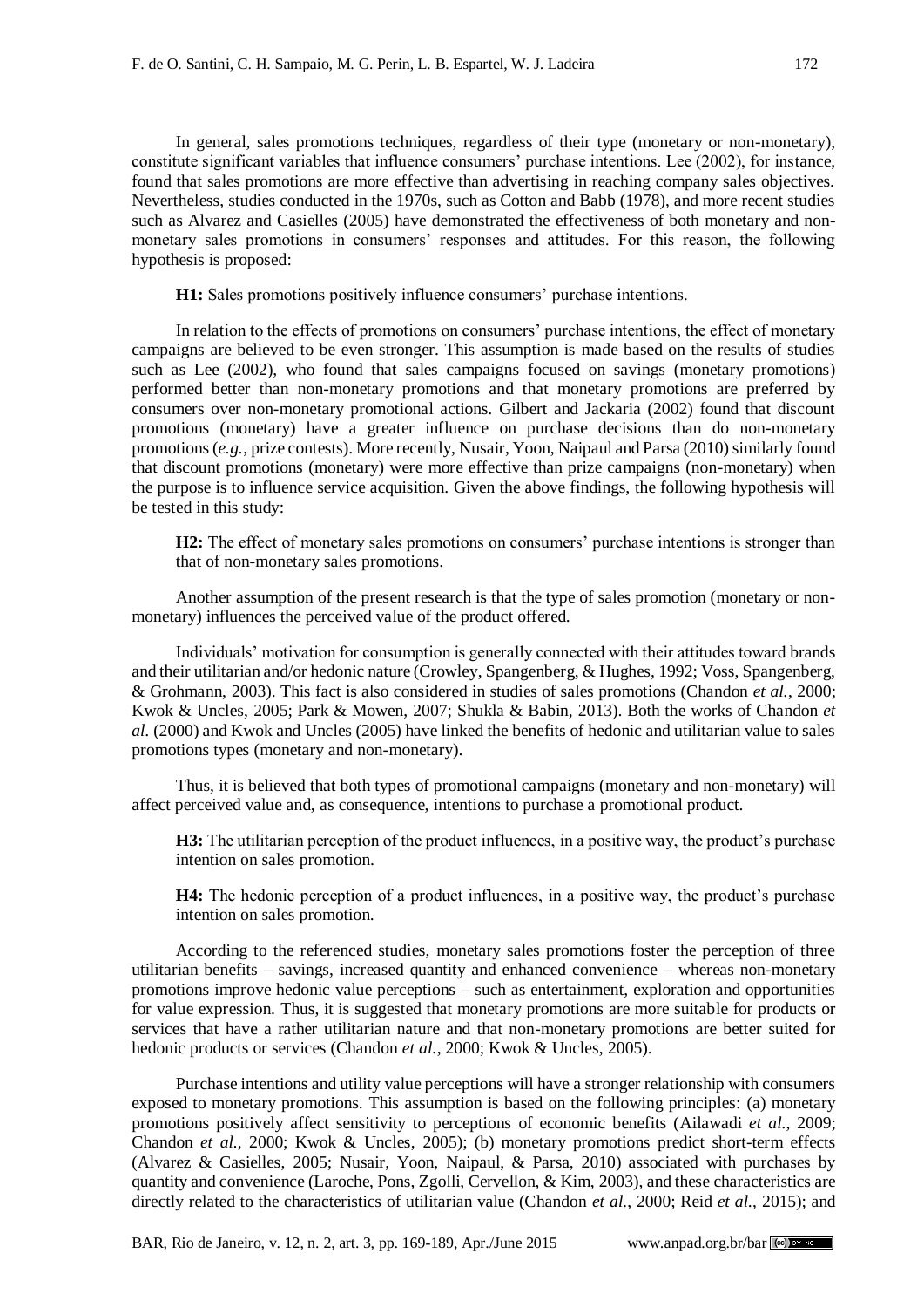In general, sales promotions techniques, regardless of their type (monetary or non-monetary), constitute significant variables that influence consumers' purchase intentions. Lee (2002), for instance, found that sales promotions are more effective than advertising in reaching company sales objectives. Nevertheless, studies conducted in the 1970s, such as Cotton and Babb (1978), and more recent studies such as Alvarez and Casielles (2005) have demonstrated the effectiveness of both monetary and non-monetary sales promotions in consumers' responses and attitudes. For this reason, the following hypothesis is proposed:

**H1:** Sales promotions positively influence consumers' purchase intentions.

In relation to the effects of promotions on consumers' purchase intentions, the effect of monetary campaigns are believed to be even stronger. This assumption is made based on the results of studies such as Lee (2002), who found that sales campaigns focused on savings (monetary promotions) performed better than non-monetary promotions and that monetary promotions are preferred by consumers over non-monetary promotional actions. Gilbert and Jackaria (2002) found that discount promotions (monetary) have a greater influence on purchase decisions than do non-monetary promotions (*e.g.*, prize contests). More recently, Nusair, Yoon, Naipaul and Parsa (2010) similarly found that discount promotions (monetary) were more effective than prize campaigns (non-monetary) when the purpose is to influence service acquisition. Given the above findings, the following hypothesis will be tested in this study:

**H2:** The effect of monetary sales promotions on consumers' purchase intentions is stronger than that of non-monetary sales promotions.

Another assumption of the present research is that the type of sales promotion (monetary or non-monetary) influences the perceived value of the product offered.

Individuals' motivation for consumption is generally connected with their attitudes toward brands and their utilitarian and/or hedonic nature (Crowley, Spangenberg, & Hughes, 1992; Voss, Spangenberg, & Grohmann, 2003). This fact is also considered in studies of sales promotions (Chandon *et al.*, 2000; Kwok & Uncles, 2005; Park & Mowen, 2007; Shukla & Babin, 2013). Both the works of Chandon *et al.* (2000) and Kwok and Uncles (2005) have linked the benefits of hedonic and utilitarian value to sales promotions types (monetary and non-monetary).

Thus, it is believed that both types of promotional campaigns (monetary and non-monetary) will affect perceived value and, as consequence, intentions to purchase a promotional product.

**H3:** The utilitarian perception of the product influences, in a positive way, the product's purchase intention on sales promotion.

**H4:** The hedonic perception of a product influences, in a positive way, the product's purchase intention on sales promotion.

According to the referenced studies, monetary sales promotions foster the perception of three utilitarian benefits – savings, increased quantity and enhanced convenience – whereas non-monetary promotions improve hedonic value perceptions – such as entertainment, exploration and opportunities for value expression. Thus, it is suggested that monetary promotions are more suitable for products or services that have a rather utilitarian nature and that non-monetary promotions are better suited for hedonic products or services (Chandon *et al.*, 2000; Kwok & Uncles, 2005).

Purchase intentions and utility value perceptions will have a stronger relationship with consumers exposed to monetary promotions. This assumption is based on the following principles: (a) monetary promotions positively affect sensitivity to perceptions of economic benefits (Ailawadi *et al.*, 2009; Chandon *et al.*, 2000; Kwok & Uncles, 2005); (b) monetary promotions predict short-term effects (Alvarez & Casielles, 2005; Nusair, Yoon, Naipaul, & Parsa, 2010) associated with purchases by quantity and convenience (Laroche, Pons, Zgolli, Cervellon, & Kim, 2003), and these characteristics are directly related to the characteristics of utilitarian value (Chandon *et al.*, 2000; Reid *et al.*, 2015); and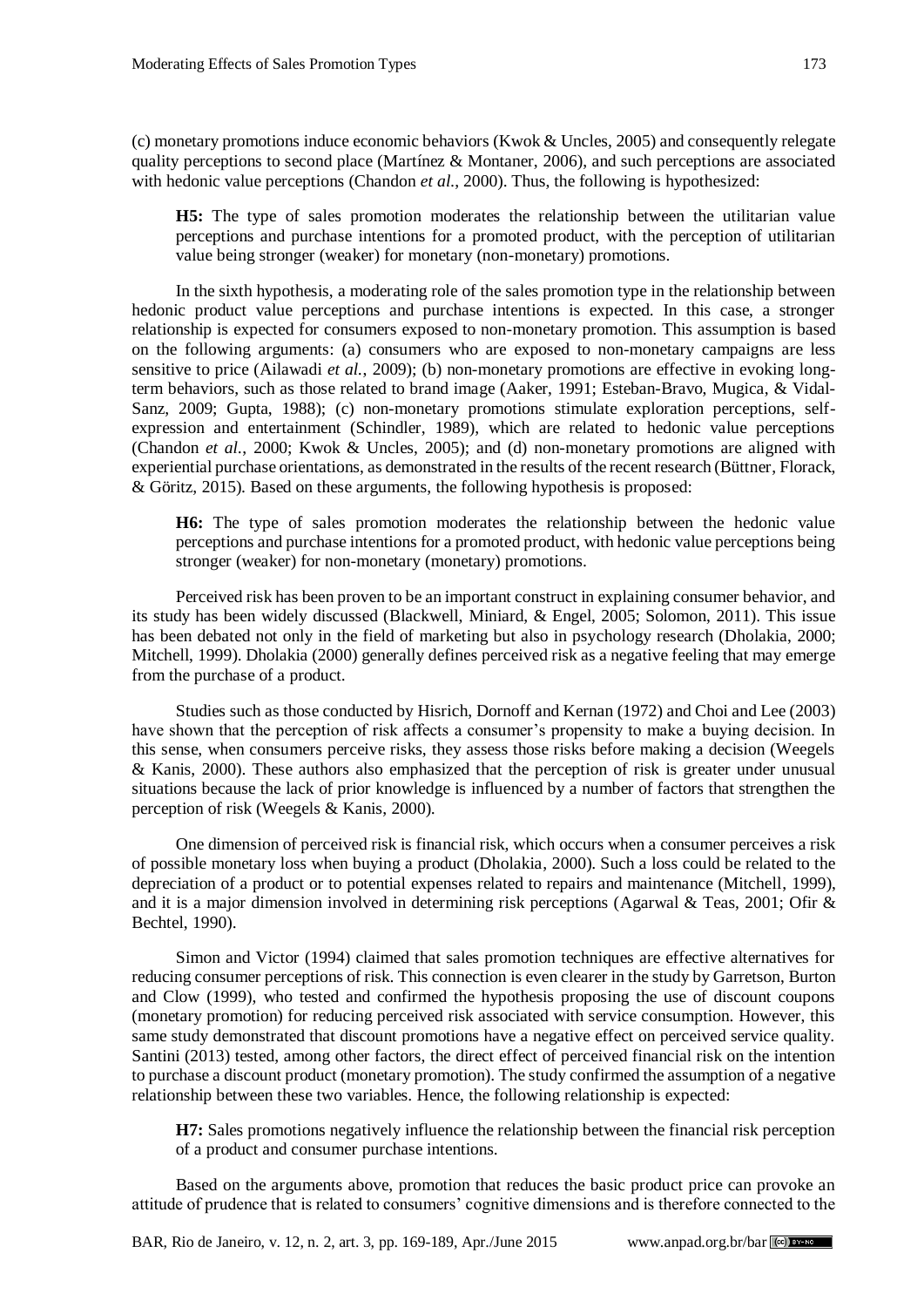(c) monetary promotions induce economic behaviors (Kwok & Uncles, 2005) and consequently relegate quality perceptions to second place (Martínez & Montaner, 2006), and such perceptions are associated with hedonic value perceptions (Chandon *et al.*, 2000). Thus, the following is hypothesized:

> **H5:** The type of sales promotion moderates the relationship between the utilitarian value perceptions and purchase intentions for a promoted product, with the perception of utilitarian value being stronger (weaker) for monetary (non-monetary) promotions.

In the sixth hypothesis, a moderating role of the sales promotion type in the relationship between hedonic product value perceptions and purchase intentions is expected. In this case, a stronger relationship is expected for consumers exposed to non-monetary promotion. This assumption is based on the following arguments: (a) consumers who are exposed to non-monetary campaigns are less sensitive to price (Ailawadi *et al.*, 2009); (b) non-monetary promotions are effective in evoking long-term behaviors, such as those related to brand image (Aaker, 1991; Esteban-Bravo, Mugica, & Vidal-Sanz, 2009; Gupta, 1988); (c) non-monetary promotions stimulate exploration perceptions, self-expression and entertainment (Schindler, 1989), which are related to hedonic value perceptions (Chandon *et al.*, 2000; Kwok & Uncles, 2005); and (d) non-monetary promotions are aligned with experiential purchase orientations, as demonstrated in the results of the recent research (Büttner, Florack, & Göritz, 2015). Based on these arguments, the following hypothesis is proposed:

> **H6:** The type of sales promotion moderates the relationship between the hedonic value perceptions and purchase intentions for a promoted product, with hedonic value perceptions being stronger (weaker) for non-monetary (monetary) promotions.

Perceived risk has been proven to be an important construct in explaining consumer behavior, and its study has been widely discussed (Blackwell, Miniard, & Engel, 2005; Solomon, 2011). This issue has been debated not only in the field of marketing but also in psychology research (Dholakia, 2000; Mitchell, 1999). Dholakia (2000) generally defines perceived risk as a negative feeling that may emerge from the purchase of a product.

Studies such as those conducted by Hisrich, Dornoff and Kernan (1972) and Choi and Lee (2003) have shown that the perception of risk affects a consumer's propensity to make a buying decision. In this sense, when consumers perceive risks, they assess those risks before making a decision (Weegels & Kanis, 2000). These authors also emphasized that the perception of risk is greater under unusual situations because the lack of prior knowledge is influenced by a number of factors that strengthen the perception of risk (Weegels & Kanis, 2000).

One dimension of perceived risk is financial risk, which occurs when a consumer perceives a risk of possible monetary loss when buying a product (Dholakia, 2000). Such a loss could be related to the depreciation of a product or to potential expenses related to repairs and maintenance (Mitchell, 1999), and it is a major dimension involved in determining risk perceptions (Agarwal & Teas, 2001; Ofir & Bechtel, 1990).

Simon and Victor (1994) claimed that sales promotion techniques are effective alternatives for reducing consumer perceptions of risk. This connection is even clearer in the study by Garretson, Burton and Clow (1999), who tested and confirmed the hypothesis proposing the use of discount coupons (monetary promotion) for reducing perceived risk associated with service consumption. However, this same study demonstrated that discount promotions have a negative effect on perceived service quality. Santini (2013) tested, among other factors, the direct effect of perceived financial risk on the intention to purchase a discount product (monetary promotion). The study confirmed the assumption of a negative relationship between these two variables. Hence, the following relationship is expected:

> **H7:** Sales promotions negatively influence the relationship between the financial risk perception of a product and consumer purchase intentions.

Based on the arguments above, promotion that reduces the basic product price can provoke an attitude of prudence that is related to consumers' cognitive dimensions and is therefore connected to the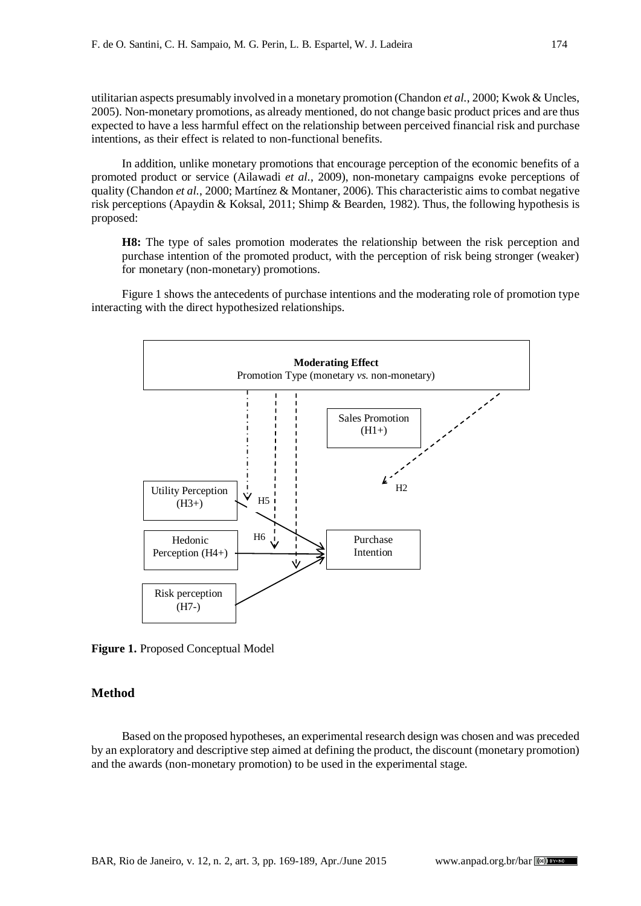utilitarian aspects presumably involved in a monetary promotion (Chandon *et al.*, 2000; Kwok & Uncles, 2005). Non-monetary promotions, as already mentioned, do not change basic product prices and are thus expected to have a less harmful effect on the relationship between perceived financial risk and purchase intentions, as their effect is related to non-functional benefits.

In addition, unlike monetary promotions that encourage perception of the economic benefits of a promoted product or service (Ailawadi *et al.*, 2009), non-monetary campaigns evoke perceptions of quality (Chandon *et al.*, 2000; Martínez & Montaner, 2006). This characteristic aims to combat negative risk perceptions (Apaydin & Koksal, 2011; Shimp & Bearden, 1982). Thus, the following hypothesis is proposed:

**H8:** The type of sales promotion moderates the relationship between the risk perception and purchase intention of the promoted product, with the perception of risk being stronger (weaker) for monetary (non-monetary) promotions.

Figure 1 shows the antecedents of purchase intentions and the moderating role of promotion type interacting with the direct hypothesized relationships.

Moderating Effect
Promotion Type (monetary *vs.* non-monetary)

Sales Promotion (H1+)

H2

Utility Perception (H3+)

H5

H6

Hedonic Perception (H4+)

Purchase Intention

Risk perception (H7-)

**Figure 1.** Proposed Conceptual Model

## Method

Based on the proposed hypotheses, an experimental research design was chosen and was preceded by an exploratory and descriptive step aimed at defining the product, the discount (monetary promotion) and the awards (non-monetary promotion) to be used in the experimental stage.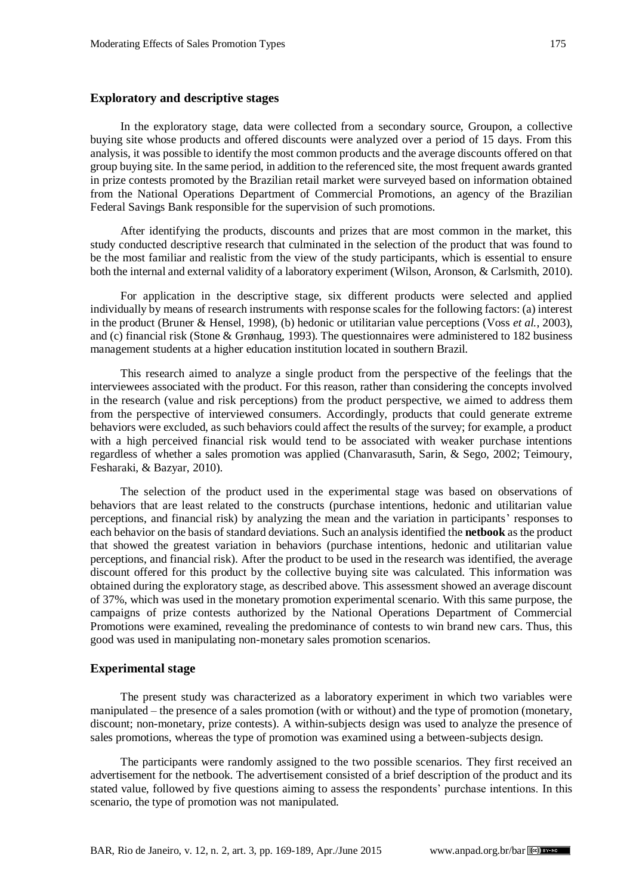## Exploratory and descriptive stages

In the exploratory stage, data were collected from a secondary source, Groupon, a collective buying site whose products and offered discounts were analyzed over a period of 15 days. From this analysis, it was possible to identify the most common products and the average discounts offered on that group buying site. In the same period, in addition to the referenced site, the most frequent awards granted in prize contests promoted by the Brazilian retail market were surveyed based on information obtained from the National Operations Department of Commercial Promotions, an agency of the Brazilian Federal Savings Bank responsible for the supervision of such promotions.

After identifying the products, discounts and prizes that are most common in the market, this study conducted descriptive research that culminated in the selection of the product that was found to be the most familiar and realistic from the view of the study participants, which is essential to ensure both the internal and external validity of a laboratory experiment (Wilson, Aronson, & Carlsmith, 2010).

For application in the descriptive stage, six different products were selected and applied individually by means of research instruments with response scales for the following factors: (a) interest in the product (Bruner & Hensel, 1998), (b) hedonic or utilitarian value perceptions (Voss *et al.*, 2003), and (c) financial risk (Stone & Grønhaug, 1993). The questionnaires were administered to 182 business management students at a higher education institution located in southern Brazil.

This research aimed to analyze a single product from the perspective of the feelings that the interviewees associated with the product. For this reason, rather than considering the concepts involved in the research (value and risk perceptions) from the product perspective, we aimed to address them from the perspective of interviewed consumers. Accordingly, products that could generate extreme behaviors were excluded, as such behaviors could affect the results of the survey; for example, a product with a high perceived financial risk would tend to be associated with weaker purchase intentions regardless of whether a sales promotion was applied (Chanvarasuth, Sarin, & Sego, 2002; Teimoury, Fesharaki, & Bazyar, 2010).

The selection of the product used in the experimental stage was based on observations of behaviors that are least related to the constructs (purchase intentions, hedonic and utilitarian value perceptions, and financial risk) by analyzing the mean and the variation in participants' responses to each behavior on the basis of standard deviations. Such an analysis identified the **netbook** as the product that showed the greatest variation in behaviors (purchase intentions, hedonic and utilitarian value perceptions, and financial risk). After the product to be used in the research was identified, the average discount offered for this product by the collective buying site was calculated. This information was obtained during the exploratory stage, as described above. This assessment showed an average discount of 37%, which was used in the monetary promotion experimental scenario. With this same purpose, the campaigns of prize contests authorized by the National Operations Department of Commercial Promotions were examined, revealing the predominance of contests to win brand new cars. Thus, this good was used in manipulating non-monetary sales promotion scenarios.

## Experimental stage

The present study was characterized as a laboratory experiment in which two variables were manipulated – the presence of a sales promotion (with or without) and the type of promotion (monetary, discount; non-monetary, prize contests). A within-subjects design was used to analyze the presence of sales promotions, whereas the type of promotion was examined using a between-subjects design.

The participants were randomly assigned to the two possible scenarios. They first received an advertisement for the netbook. The advertisement consisted of a brief description of the product and its stated value, followed by five questions aiming to assess the respondents' purchase intentions. In this scenario, the type of promotion was not manipulated.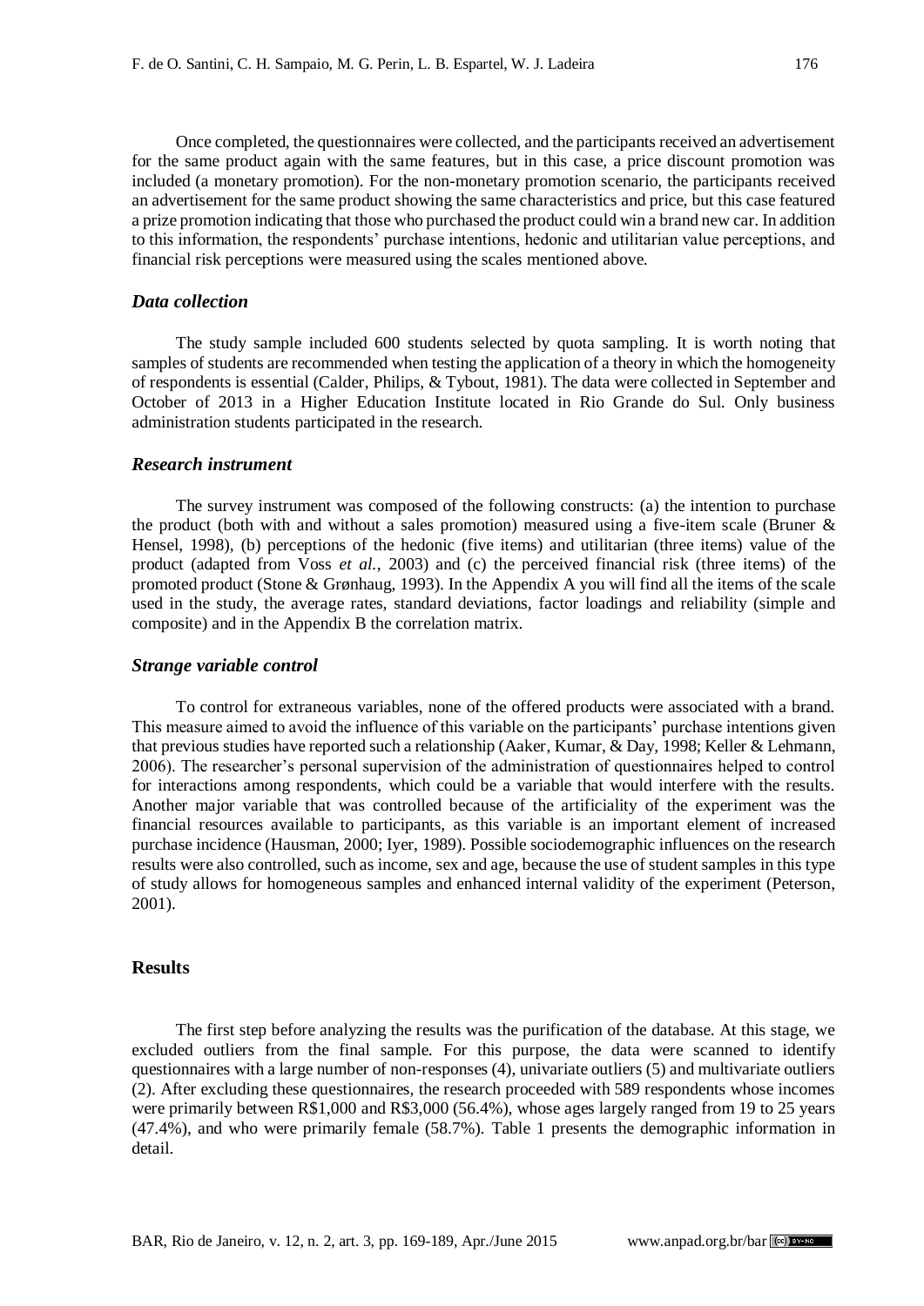Once completed, the questionnaires were collected, and the participants received an advertisement for the same product again with the same features, but in this case, a price discount promotion was included (a monetary promotion). For the non-monetary promotion scenario, the participants received an advertisement for the same product showing the same characteristics and price, but this case featured a prize promotion indicating that those who purchased the product could win a brand new car. In addition to this information, the respondents' purchase intentions, hedonic and utilitarian value perceptions, and financial risk perceptions were measured using the scales mentioned above.

### *Data collection*

The study sample included 600 students selected by quota sampling. It is worth noting that samples of students are recommended when testing the application of a theory in which the homogeneity of respondents is essential (Calder, Philips, & Tybout, 1981). The data were collected in September and October of 2013 in a Higher Education Institute located in Rio Grande do Sul. Only business administration students participated in the research.

### *Research instrument*

The survey instrument was composed of the following constructs: (a) the intention to purchase the product (both with and without a sales promotion) measured using a five-item scale (Bruner & Hensel, 1998), (b) perceptions of the hedonic (five items) and utilitarian (three items) value of the product (adapted from Voss *et al.*, 2003) and (c) the perceived financial risk (three items) of the promoted product (Stone & Grønhaug, 1993). In the Appendix A you will find all the items of the scale used in the study, the average rates, standard deviations, factor loadings and reliability (simple and composite) and in the Appendix B the correlation matrix.

### *Strange variable control*

To control for extraneous variables, none of the offered products were associated with a brand. This measure aimed to avoid the influence of this variable on the participants' purchase intentions given that previous studies have reported such a relationship (Aaker, Kumar, & Day, 1998; Keller & Lehmann, 2006). The researcher's personal supervision of the administration of questionnaires helped to control for interactions among respondents, which could be a variable that would interfere with the results. Another major variable that was controlled because of the artificiality of the experiment was the financial resources available to participants, as this variable is an important element of increased purchase incidence (Hausman, 2000; Iyer, 1989). Possible sociodemographic influences on the research results were also controlled, such as income, sex and age, because the use of student samples in this type of study allows for homogeneous samples and enhanced internal validity of the experiment (Peterson, 2001).

## Results

The first step before analyzing the results was the purification of the database. At this stage, we excluded outliers from the final sample. For this purpose, the data were scanned to identify questionnaires with a large number of non-responses (4), univariate outliers (5) and multivariate outliers (2). After excluding these questionnaires, the research proceeded with 589 respondents whose incomes were primarily between R$1,000 and R$3,000 (56.4%), whose ages largely ranged from 19 to 25 years (47.4%), and who were primarily female (58.7%). Table 1 presents the demographic information in detail.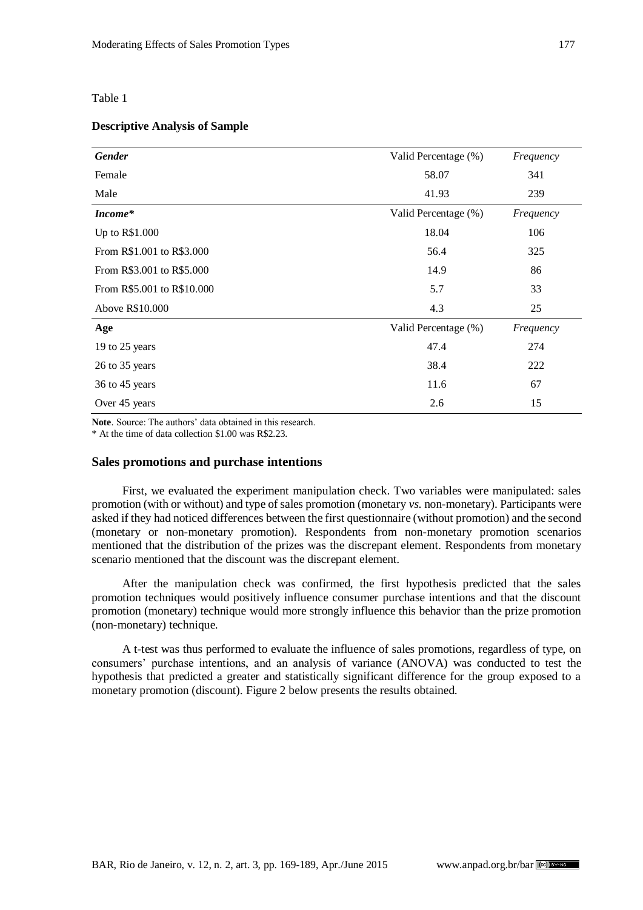Table 1

**Descriptive Analysis of Sample**

| ***Gender*** | Valid Percentage (%) | *Frequency* |
|---|---|---|
| Female | 58.07 | 341 |
| Male | 41.93 | 239 |
| ***Income**** | Valid Percentage (%) | *Frequency* |
| Up to R$1.000 | 18.04 | 106 |
| From R$1.001 to R$3.000 | 56.4 | 325 |
| From R$3.001 to R$5.000 | 14.9 | 86 |
| From R$5.001 to R$10.000 | 5.7 | 33 |
| Above R$10.000 | 4.3 | 25 |
| **Age** | Valid Percentage (%) | *Frequency* |
| 19 to 25 years | 47.4 | 274 |
| 26 to 35 years | 38.4 | 222 |
| 36 to 45 years | 11.6 | 67 |
| Over 45 years | 2.6 | 15 |

**Note**. Source: The authors' data obtained in this research.
* At the time of data collection $1.00 was R$2.23.

### Sales promotions and purchase intentions

First, we evaluated the experiment manipulation check. Two variables were manipulated: sales promotion (with or without) and type of sales promotion (monetary *vs.* non-monetary). Participants were asked if they had noticed differences between the first questionnaire (without promotion) and the second (monetary or non-monetary promotion). Respondents from non-monetary promotion scenarios mentioned that the distribution of the prizes was the discrepant element. Respondents from monetary scenario mentioned that the discount was the discrepant element.

After the manipulation check was confirmed, the first hypothesis predicted that the sales promotion techniques would positively influence consumer purchase intentions and that the discount promotion (monetary) technique would more strongly influence this behavior than the prize promotion (non-monetary) technique.

A t-test was thus performed to evaluate the influence of sales promotions, regardless of type, on consumers' purchase intentions, and an analysis of variance (ANOVA) was conducted to test the hypothesis that predicted a greater and statistically significant difference for the group exposed to a monetary promotion (discount). Figure 2 below presents the results obtained.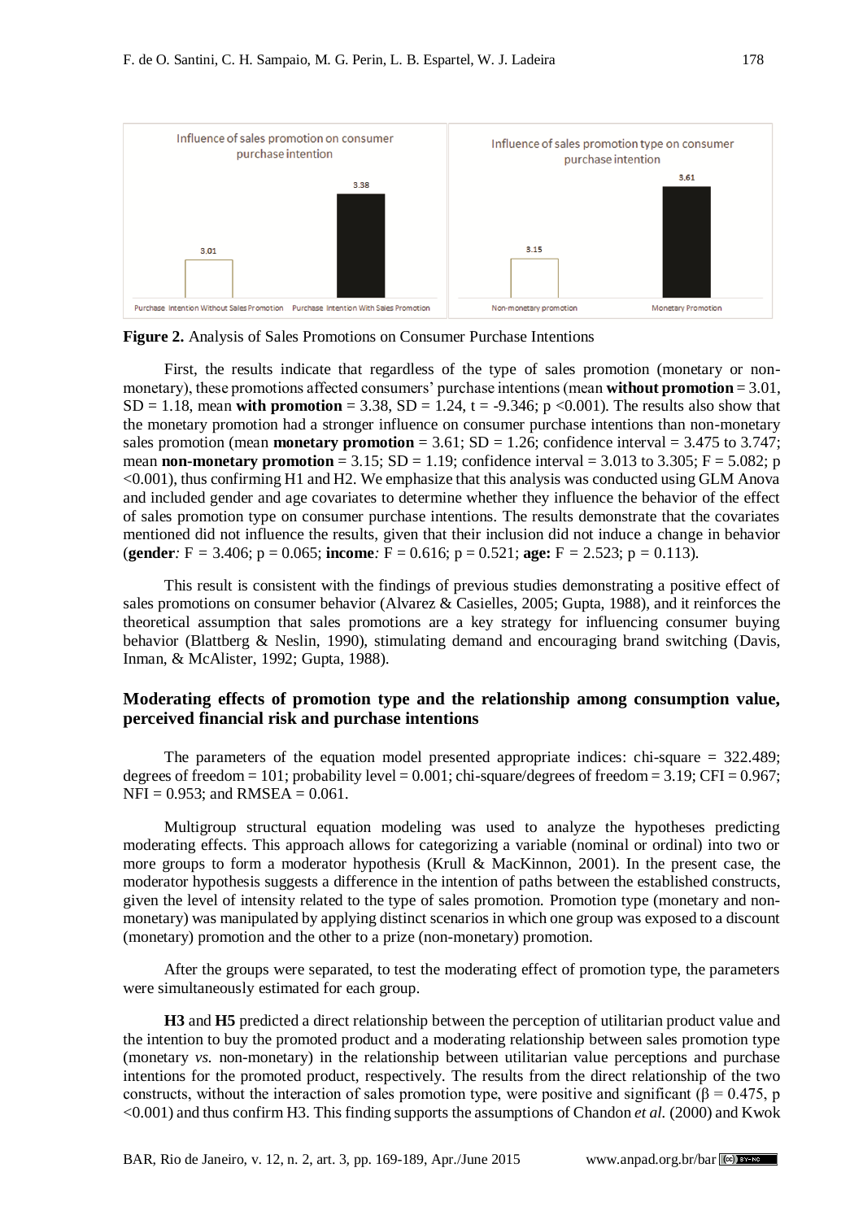**Figure 2.** Analysis of Sales Promotions on Consumer Purchase Intentions

First, the results indicate that regardless of the type of sales promotion (monetary or non-monetary), these promotions affected consumers' purchase intentions (mean **without promotion** = 3.01, SD = 1.18, mean **with promotion** = 3.38, SD = 1.24, t = -9.346; p <0.001). The results also show that the monetary promotion had a stronger influence on consumer purchase intentions than non-monetary sales promotion (mean **monetary promotion** = 3.61; SD = 1.26; confidence interval = 3.475 to 3.747; mean **non-monetary promotion** = 3.15; SD = 1.19; confidence interval = 3.013 to 3.305; F = 5.082; p <0.001), thus confirming H1 and H2. We emphasize that this analysis was conducted using GLM Anova and included gender and age covariates to determine whether they influence the behavior of the effect of sales promotion type on consumer purchase intentions. The results demonstrate that the covariates mentioned did not influence the results, given that their inclusion did not induce a change in behavior (**gender***:* F = 3.406; p = 0.065; **income***:* F = 0.616; p = 0.521; **age:** F = 2.523; p = 0.113).

This result is consistent with the findings of previous studies demonstrating a positive effect of sales promotions on consumer behavior (Alvarez & Casielles, 2005; Gupta, 1988), and it reinforces the theoretical assumption that sales promotions are a key strategy for influencing consumer buying behavior (Blattberg & Neslin, 1990), stimulating demand and encouraging brand switching (Davis, Inman, & McAlister, 1992; Gupta, 1988).

## Moderating effects of promotion type and the relationship among consumption value, perceived financial risk and purchase intentions

The parameters of the equation model presented appropriate indices: chi-square = 322.489; degrees of freedom = 101; probability level = 0.001; chi-square/degrees of freedom = 3.19; CFI = 0.967; NFI = 0.953; and RMSEA = 0.061.

Multigroup structural equation modeling was used to analyze the hypotheses predicting moderating effects. This approach allows for categorizing a variable (nominal or ordinal) into two or more groups to form a moderator hypothesis (Krull & MacKinnon, 2001). In the present case, the moderator hypothesis suggests a difference in the intention of paths between the established constructs, given the level of intensity related to the type of sales promotion. Promotion type (monetary and non-monetary) was manipulated by applying distinct scenarios in which one group was exposed to a discount (monetary) promotion and the other to a prize (non-monetary) promotion.

After the groups were separated, to test the moderating effect of promotion type, the parameters were simultaneously estimated for each group.

**H3** and **H5** predicted a direct relationship between the perception of utilitarian product value and the intention to buy the promoted product and a moderating relationship between sales promotion type (monetary *vs.* non-monetary) in the relationship between utilitarian value perceptions and purchase intentions for the promoted product, respectively. The results from the direct relationship of the two constructs, without the interaction of sales promotion type, were positive and significant ($\beta = 0.475$, p <0.001) and thus confirm H3. This finding supports the assumptions of Chandon *et al.* (2000) and Kwok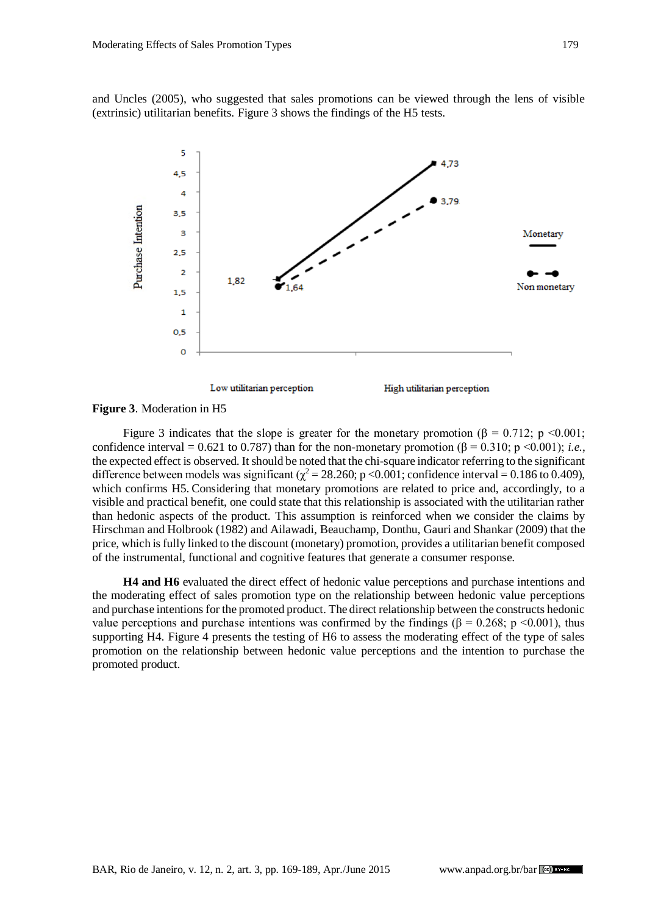and Uncles (2005), who suggested that sales promotions can be viewed through the lens of visible (extrinsic) utilitarian benefits. Figure 3 shows the findings of the H5 tests.

**Figure 3**. Moderation in H5

Figure 3 indicates that the slope is greater for the monetary promotion ($\beta = 0.712$; $p < 0.001$; confidence interval = 0.621 to 0.787) than for the non-monetary promotion ($\beta = 0.310$; $p < 0.001$); *i.e.*, the expected effect is observed. It should be noted that the chi-square indicator referring to the significant difference between models was significant ($\chi^2 = 28.260$; $p < 0.001$; confidence interval = 0.186 to 0.409), which confirms H5. Considering that monetary promotions are related to price and, accordingly, to a visible and practical benefit, one could state that this relationship is associated with the utilitarian rather than hedonic aspects of the product. This assumption is reinforced when we consider the claims by Hirschman and Holbrook (1982) and Ailawadi, Beauchamp, Donthu, Gauri and Shankar (2009) that the price, which is fully linked to the discount (monetary) promotion, provides a utilitarian benefit composed of the instrumental, functional and cognitive features that generate a consumer response.

**H4 and H6** evaluated the direct effect of hedonic value perceptions and purchase intentions and the moderating effect of sales promotion type on the relationship between hedonic value perceptions and purchase intentions for the promoted product. The direct relationship between the constructs hedonic value perceptions and purchase intentions was confirmed by the findings ($\beta = 0.268$; $p < 0.001$), thus supporting H4. Figure 4 presents the testing of H6 to assess the moderating effect of the type of sales promotion on the relationship between hedonic value perceptions and the intention to purchase the promoted product.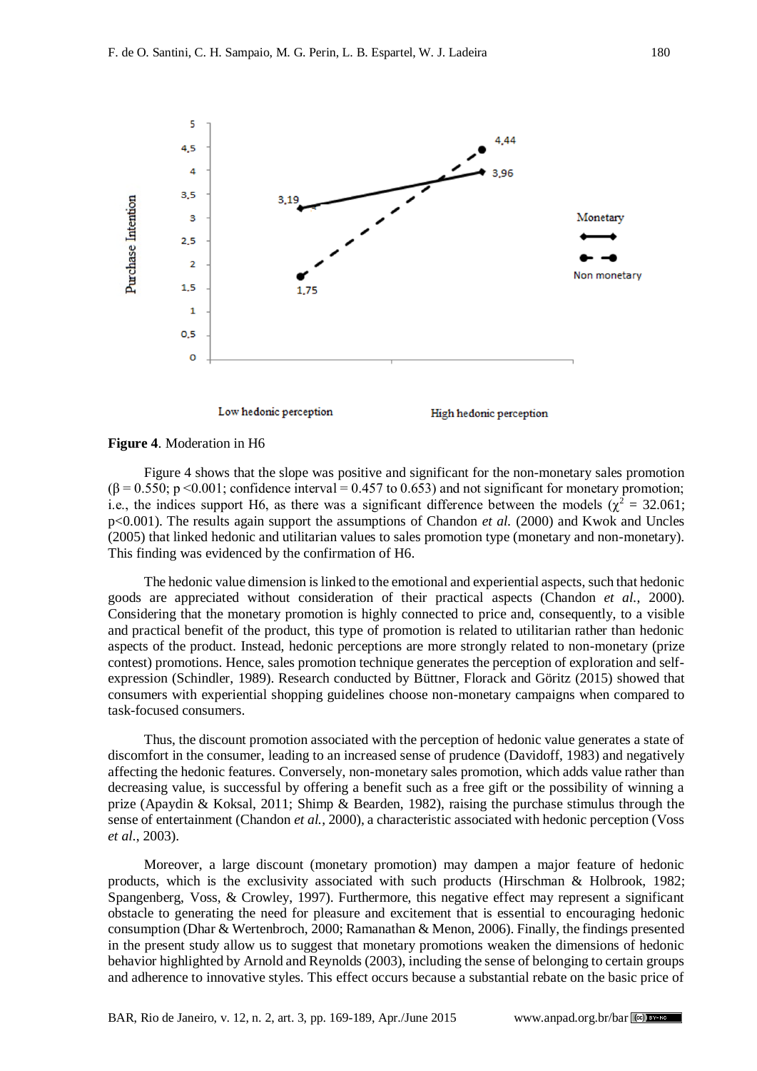**Figure 4**. Moderation in H6

Figure 4 shows that the slope was positive and significant for the non-monetary sales promotion ($\beta = 0.550$; $p < 0.001$; confidence interval = 0.457 to 0.653) and not significant for monetary promotion; i.e., the indices support H6, as there was a significant difference between the models ($\chi^2 = 32.061$; $p<0.001$). The results again support the assumptions of Chandon *et al.* (2000) and Kwok and Uncles (2005) that linked hedonic and utilitarian values to sales promotion type (monetary and non-monetary). This finding was evidenced by the confirmation of H6.

The hedonic value dimension is linked to the emotional and experiential aspects, such that hedonic goods are appreciated without consideration of their practical aspects (Chandon *et al.*, 2000). Considering that the monetary promotion is highly connected to price and, consequently, to a visible and practical benefit of the product, this type of promotion is related to utilitarian rather than hedonic aspects of the product. Instead, hedonic perceptions are more strongly related to non-monetary (prize contest) promotions. Hence, sales promotion technique generates the perception of exploration and self-expression (Schindler, 1989). Research conducted by Büttner, Florack and Göritz (2015) showed that consumers with experiential shopping guidelines choose non-monetary campaigns when compared to task-focused consumers.

Thus, the discount promotion associated with the perception of hedonic value generates a state of discomfort in the consumer, leading to an increased sense of prudence (Davidoff, 1983) and negatively affecting the hedonic features. Conversely, non-monetary sales promotion, which adds value rather than decreasing value, is successful by offering a benefit such as a free gift or the possibility of winning a prize (Apaydin & Koksal, 2011; Shimp & Bearden, 1982), raising the purchase stimulus through the sense of entertainment (Chandon *et al.*, 2000), a characteristic associated with hedonic perception (Voss *et al.*, 2003).

Moreover, a large discount (monetary promotion) may dampen a major feature of hedonic products, which is the exclusivity associated with such products (Hirschman & Holbrook, 1982; Spangenberg, Voss, & Crowley, 1997). Furthermore, this negative effect may represent a significant obstacle to generating the need for pleasure and excitement that is essential to encouraging hedonic consumption (Dhar & Wertenbroch, 2000; Ramanathan & Menon, 2006). Finally, the findings presented in the present study allow us to suggest that monetary promotions weaken the dimensions of hedonic behavior highlighted by Arnold and Reynolds (2003), including the sense of belonging to certain groups and adherence to innovative styles. This effect occurs because a substantial rebate on the basic price of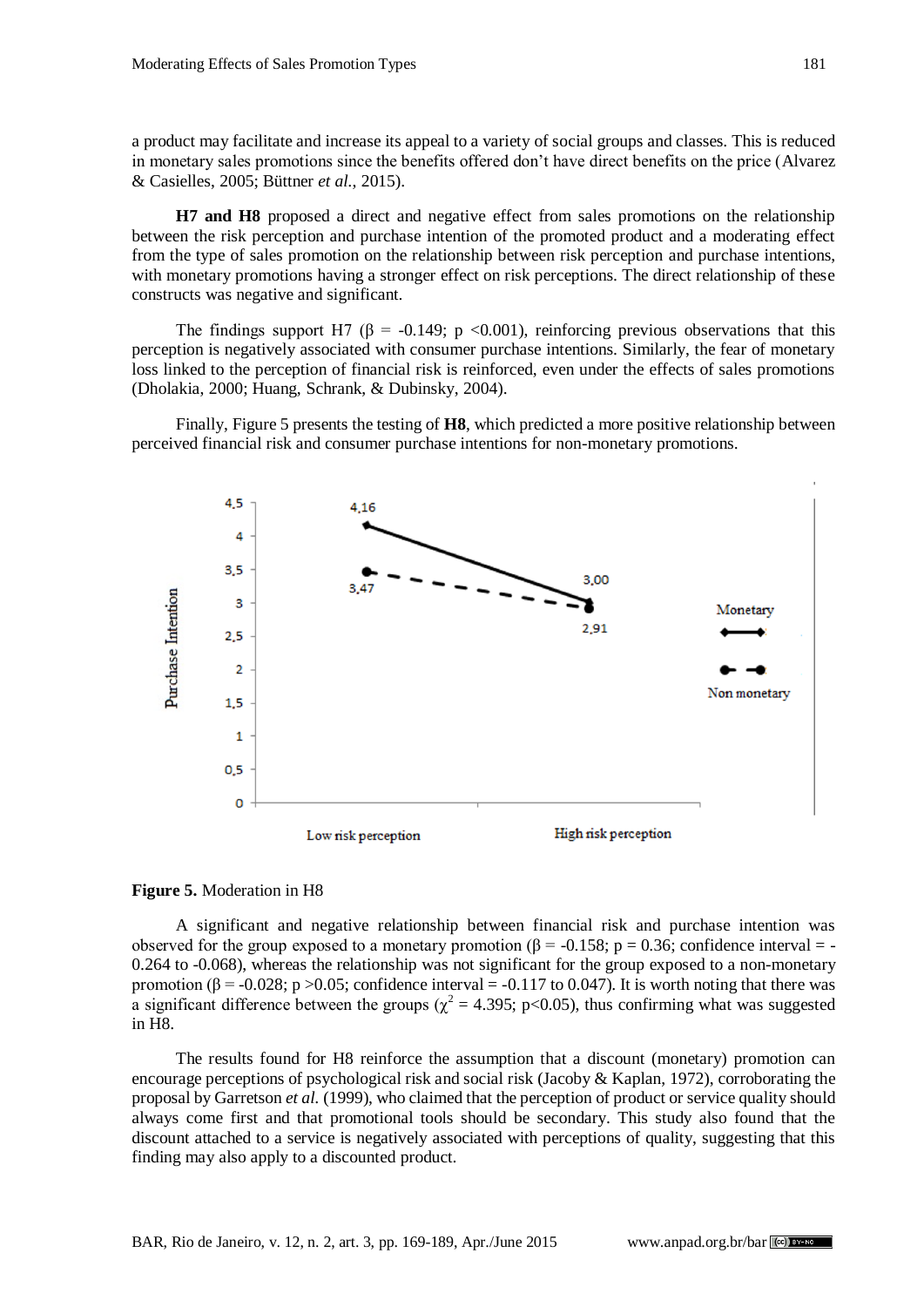a product may facilitate and increase its appeal to a variety of social groups and classes. This is reduced in monetary sales promotions since the benefits offered don't have direct benefits on the price (Alvarez & Casielles, 2005; Büttner *et al.*, 2015).

**H7 and H8** proposed a direct and negative effect from sales promotions on the relationship between the risk perception and purchase intention of the promoted product and a moderating effect from the type of sales promotion on the relationship between risk perception and purchase intentions, with monetary promotions having a stronger effect on risk perceptions. The direct relationship of these constructs was negative and significant.

The findings support H7 ($\beta$ = -0.149; $p$ <0.001), reinforcing previous observations that this perception is negatively associated with consumer purchase intentions. Similarly, the fear of monetary loss linked to the perception of financial risk is reinforced, even under the effects of sales promotions (Dholakia, 2000; Huang, Schrank, & Dubinsky, 2004).

Finally, Figure 5 presents the testing of **H8**, which predicted a more positive relationship between perceived financial risk and consumer purchase intentions for non-monetary promotions.

**Figure 5.** Moderation in H8

A significant and negative relationship between financial risk and purchase intention was observed for the group exposed to a monetary promotion ($\beta$ = -0.158; p = 0.36; confidence interval = -0.264 to -0.068), whereas the relationship was not significant for the group exposed to a non-monetary promotion ($\beta$ = -0.028; p >0.05; confidence interval = -0.117 to 0.047). It is worth noting that there was a significant difference between the groups ($\chi^2$ = 4.395; p<0.05), thus confirming what was suggested in H8.

The results found for H8 reinforce the assumption that a discount (monetary) promotion can encourage perceptions of psychological risk and social risk (Jacoby & Kaplan, 1972), corroborating the proposal by Garretson *et al.* (1999), who claimed that the perception of product or service quality should always come first and that promotional tools should be secondary. This study also found that the discount attached to a service is negatively associated with perceptions of quality, suggesting that this finding may also apply to a discounted product.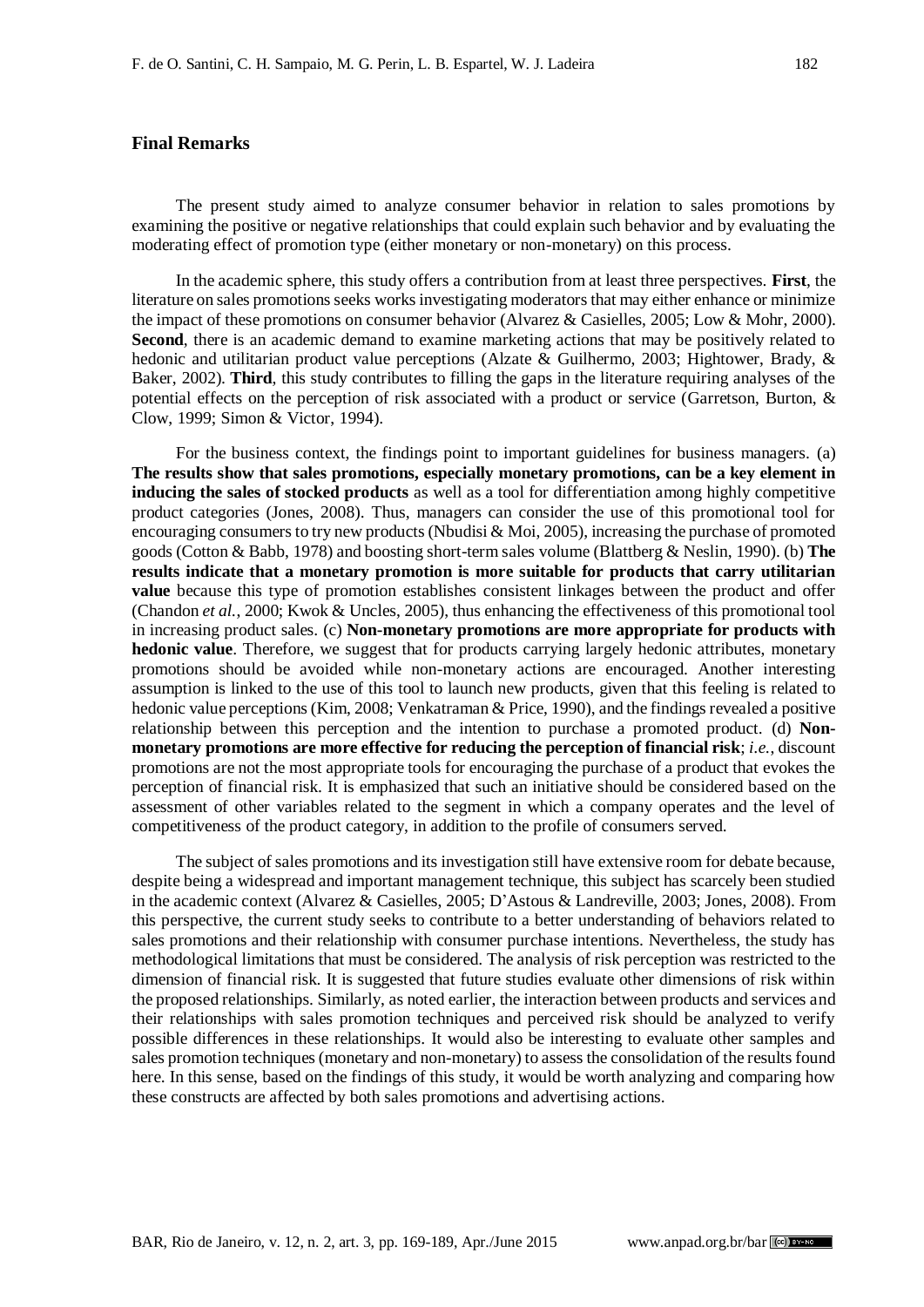## Final Remarks

The present study aimed to analyze consumer behavior in relation to sales promotions by examining the positive or negative relationships that could explain such behavior and by evaluating the moderating effect of promotion type (either monetary or non-monetary) on this process.

In the academic sphere, this study offers a contribution from at least three perspectives. **First**, the literature on sales promotions seeks works investigating moderators that may either enhance or minimize the impact of these promotions on consumer behavior (Alvarez & Casielles, 2005; Low & Mohr, 2000). **Second**, there is an academic demand to examine marketing actions that may be positively related to hedonic and utilitarian product value perceptions (Alzate & Guilhermo, 2003; Hightower, Brady, & Baker, 2002). **Third**, this study contributes to filling the gaps in the literature requiring analyses of the potential effects on the perception of risk associated with a product or service (Garretson, Burton, & Clow, 1999; Simon & Victor, 1994).

For the business context, the findings point to important guidelines for business managers. (a) **The results show that sales promotions, especially monetary promotions, can be a key element in inducing the sales of stocked products** as well as a tool for differentiation among highly competitive product categories (Jones, 2008). Thus, managers can consider the use of this promotional tool for encouraging consumers to try new products (Nbudisi & Moi, 2005), increasing the purchase of promoted goods (Cotton & Babb, 1978) and boosting short-term sales volume (Blattberg & Neslin, 1990). (b) **The results indicate that a monetary promotion is more suitable for products that carry utilitarian value** because this type of promotion establishes consistent linkages between the product and offer (Chandon *et al.*, 2000; Kwok & Uncles, 2005), thus enhancing the effectiveness of this promotional tool in increasing product sales. (c) **Non-monetary promotions are more appropriate for products with hedonic value**. Therefore, we suggest that for products carrying largely hedonic attributes, monetary promotions should be avoided while non-monetary actions are encouraged. Another interesting assumption is linked to the use of this tool to launch new products, given that this feeling is related to hedonic value perceptions (Kim, 2008; Venkatraman & Price, 1990), and the findings revealed a positive relationship between this perception and the intention to purchase a promoted product. (d) **Non-monetary promotions are more effective for reducing the perception of financial risk**; *i.e.*, discount promotions are not the most appropriate tools for encouraging the purchase of a product that evokes the perception of financial risk. It is emphasized that such an initiative should be considered based on the assessment of other variables related to the segment in which a company operates and the level of competitiveness of the product category, in addition to the profile of consumers served.

The subject of sales promotions and its investigation still have extensive room for debate because, despite being a widespread and important management technique, this subject has scarcely been studied in the academic context (Alvarez & Casielles, 2005; D'Astous & Landreville, 2003; Jones, 2008). From this perspective, the current study seeks to contribute to a better understanding of behaviors related to sales promotions and their relationship with consumer purchase intentions. Nevertheless, the study has methodological limitations that must be considered. The analysis of risk perception was restricted to the dimension of financial risk. It is suggested that future studies evaluate other dimensions of risk within the proposed relationships. Similarly, as noted earlier, the interaction between products and services and their relationships with sales promotion techniques and perceived risk should be analyzed to verify possible differences in these relationships. It would also be interesting to evaluate other samples and sales promotion techniques (monetary and non-monetary) to assess the consolidation of the results found here. In this sense, based on the findings of this study, it would be worth analyzing and comparing how these constructs are affected by both sales promotions and advertising actions.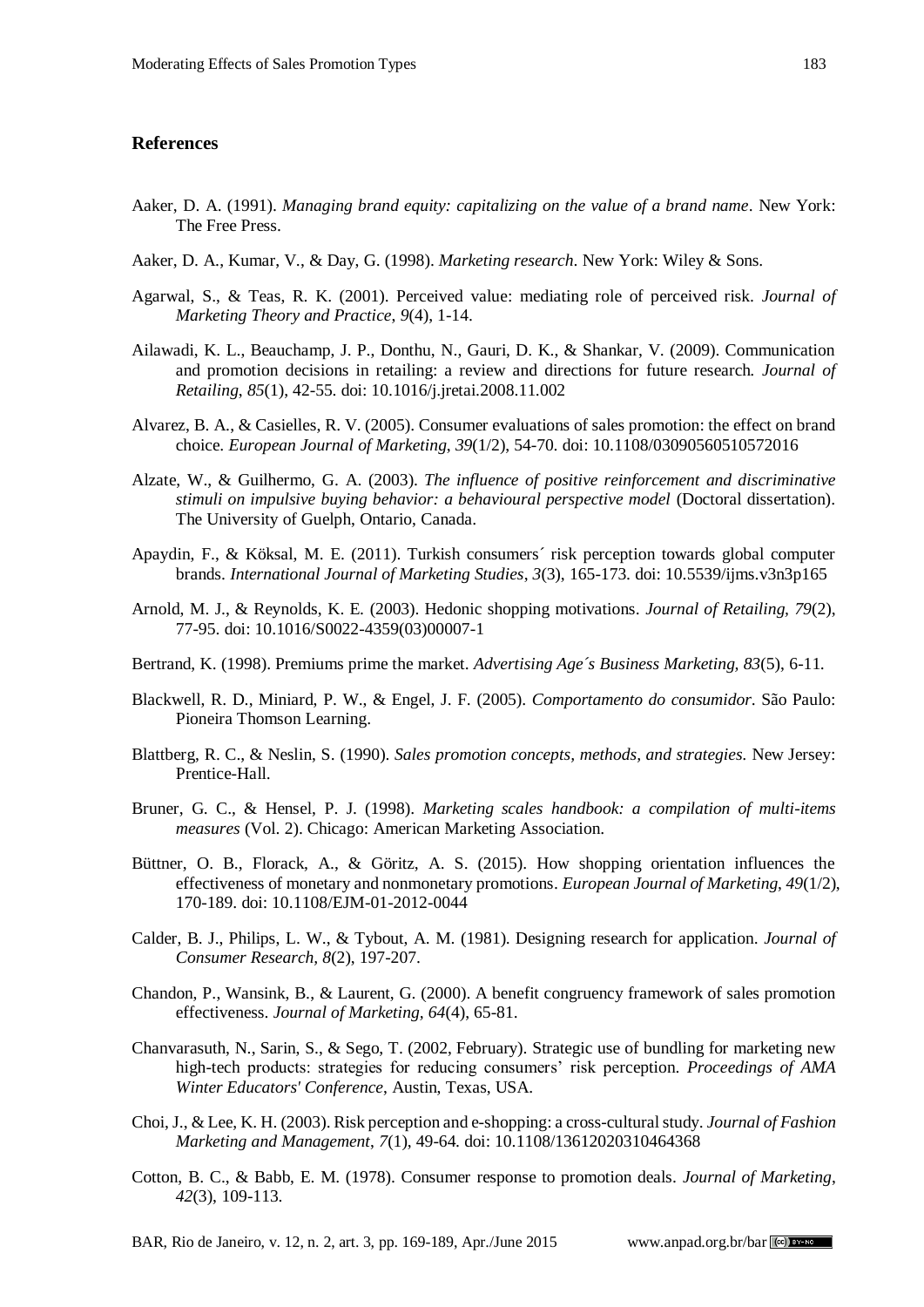## References

Aaker, D. A. (1991). *Managing brand equity: capitalizing on the value of a brand name*. New York: The Free Press.

Aaker, D. A., Kumar, V., & Day, G. (1998). *Marketing research*. New York: Wiley & Sons.

Agarwal, S., & Teas, R. K. (2001). Perceived value: mediating role of perceived risk. *Journal of Marketing Theory and Practice*, *9*(4), 1-14.

Ailawadi, K. L., Beauchamp, J. P., Donthu, N., Gauri, D. K., & Shankar, V. (2009). Communication and promotion decisions in retailing: a review and directions for future research. *Journal of Retailing*, *85*(1), 42-55. doi: 10.1016/j.jretai.2008.11.002

Alvarez, B. A., & Casielles, R. V. (2005). Consumer evaluations of sales promotion: the effect on brand choice. *European Journal of Marketing*, *39*(1/2), 54-70. doi: 10.1108/03090560510572016

Alzate, W., & Guilhermo, G. A. (2003). *The influence of positive reinforcement and discriminative stimuli on impulsive buying behavior: a behavioural perspective model* (Doctoral dissertation). The University of Guelph, Ontario, Canada.

Apaydin, F., & Köksal, M. E. (2011). Turkish consumers´ risk perception towards global computer brands. *International Journal of Marketing Studies*, *3*(3), 165-173. doi: 10.5539/ijms.v3n3p165

Arnold, M. J., & Reynolds, K. E. (2003). Hedonic shopping motivations. *Journal of Retailing*, *79*(2), 77-95. doi: 10.1016/S0022-4359(03)00007-1

Bertrand, K. (1998). Premiums prime the market. *Advertising Age´s Business Marketing*, *83*(5), 6-11.

Blackwell, R. D., Miniard, P. W., & Engel, J. F. (2005). *Comportamento do consumidor*. São Paulo: Pioneira Thomson Learning.

Blattberg, R. C., & Neslin, S. (1990). *Sales promotion concepts, methods, and strategies*. New Jersey: Prentice-Hall.

Bruner, G. C., & Hensel, P. J. (1998). *Marketing scales handbook: a compilation of multi-items measures* (Vol. 2). Chicago: American Marketing Association.

Büttner, O. B., Florack, A., & Göritz, A. S. (2015). How shopping orientation influences the effectiveness of monetary and nonmonetary promotions. *European Journal of Marketing*, *49*(1/2), 170-189. doi: 10.1108/EJM-01-2012-0044

Calder, B. J., Philips, L. W., & Tybout, A. M. (1981). Designing research for application. *Journal of Consumer Research*, *8*(2), 197-207.

Chandon, P., Wansink, B., & Laurent, G. (2000). A benefit congruency framework of sales promotion effectiveness. *Journal of Marketing*, *64*(4), 65-81.

Chanvarasuth, N., Sarin, S., & Sego, T. (2002, February). Strategic use of bundling for marketing new high-tech products: strategies for reducing consumers' risk perception. *Proceedings of AMA Winter Educators' Conference*, Austin, Texas, USA.

Choi, J., & Lee, K. H. (2003). Risk perception and e-shopping: a cross-cultural study. *Journal of Fashion Marketing and Management*, *7*(1), 49-64. doi: 10.1108/13612020310464368

Cotton, B. C., & Babb, E. M. (1978). Consumer response to promotion deals. *Journal of Marketing*, *42*(3), 109-113.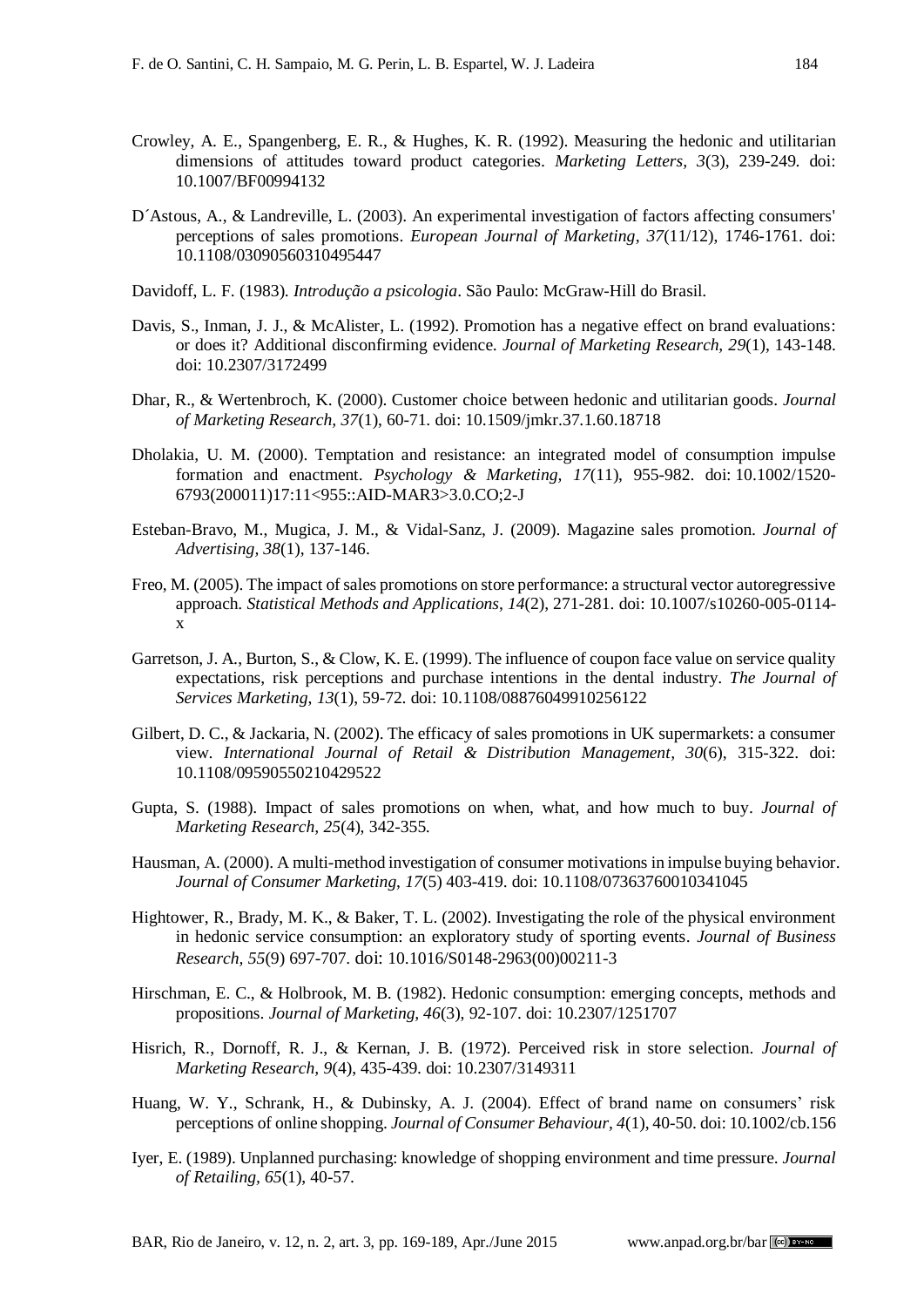Crowley, A. E., Spangenberg, E. R., & Hughes, K. R. (1992). Measuring the hedonic and utilitarian dimensions of attitudes toward product categories. *Marketing Letters, 3*(3), 239-249. doi: 10.1007/BF00994132

D´Astous, A., & Landreville, L. (2003). An experimental investigation of factors affecting consumers' perceptions of sales promotions. *European Journal of Marketing*, *37*(11/12), 1746-1761. doi: 10.1108/03090560310495447

Davidoff, L. F. (1983). *Introdução a psicologia*. São Paulo: McGraw-Hill do Brasil.

Davis, S., Inman, J. J., & McAlister, L. (1992). Promotion has a negative effect on brand evaluations: or does it? Additional disconfirming evidence. *Journal of Marketing Research, 29*(1), 143-148. doi: 10.2307/3172499

Dhar, R., & Wertenbroch, K. (2000). Customer choice between hedonic and utilitarian goods. *Journal of Marketing Research, 37*(1), 60-71. doi: 10.1509/jmkr.37.1.60.18718

Dholakia, U. M. (2000). Temptation and resistance: an integrated model of consumption impulse formation and enactment. *Psychology & Marketing, 17*(11), 955-982. doi: 10.1002/1520-6793(200011)17:11<955::AID-MAR3>3.0.CO;2-J

Esteban-Bravo, M., Mugica, J. M., & Vidal-Sanz, J. (2009). Magazine sales promotion. *Journal of Advertising, 38*(1), 137-146.

Freo, M. (2005). The impact of sales promotions on store performance: a structural vector autoregressive approach. *Statistical Methods and Applications*, *14*(2), 271-281. doi: 10.1007/s10260-005-0114-x

Garretson, J. A., Burton, S., & Clow, K. E. (1999). The influence of coupon face value on service quality expectations, risk perceptions and purchase intentions in the dental industry. *The Journal of Services Marketing*, *13*(1), 59-72. doi: 10.1108/08876049910256122

Gilbert, D. C., & Jackaria, N. (2002). The efficacy of sales promotions in UK supermarkets: a consumer view. *International Journal of Retail & Distribution Management, 30*(6), 315-322. doi: 10.1108/09590550210429522

Gupta, S. (1988). Impact of sales promotions on when, what, and how much to buy. *Journal of Marketing Research, 25*(4), 342-355.

Hausman, A. (2000). A multi-method investigation of consumer motivations in impulse buying behavior. *Journal of Consumer Marketing*, *17*(5) 403-419. doi: 10.1108/07363760010341045

Hightower, R., Brady, M. K., & Baker, T. L. (2002). Investigating the role of the physical environment in hedonic service consumption: an exploratory study of sporting events. *Journal of Business Research, 55*(9) 697-707. doi: 10.1016/S0148-2963(00)00211-3

Hirschman, E. C., & Holbrook, M. B. (1982). Hedonic consumption: emerging concepts, methods and propositions. *Journal of Marketing, 46*(3), 92-107. doi: 10.2307/1251707

Hisrich, R., Dornoff, R. J., & Kernan, J. B. (1972). Perceived risk in store selection. *Journal of Marketing Research, 9*(4), 435-439. doi: 10.2307/3149311

Huang, W. Y., Schrank, H., & Dubinsky, A. J. (2004). Effect of brand name on consumers' risk perceptions of online shopping. *Journal of Consumer Behaviour, 4*(1), 40-50. doi: 10.1002/cb.156

Iyer, E. (1989). Unplanned purchasing: knowledge of shopping environment and time pressure. *Journal of Retailing, 65*(1), 40-57.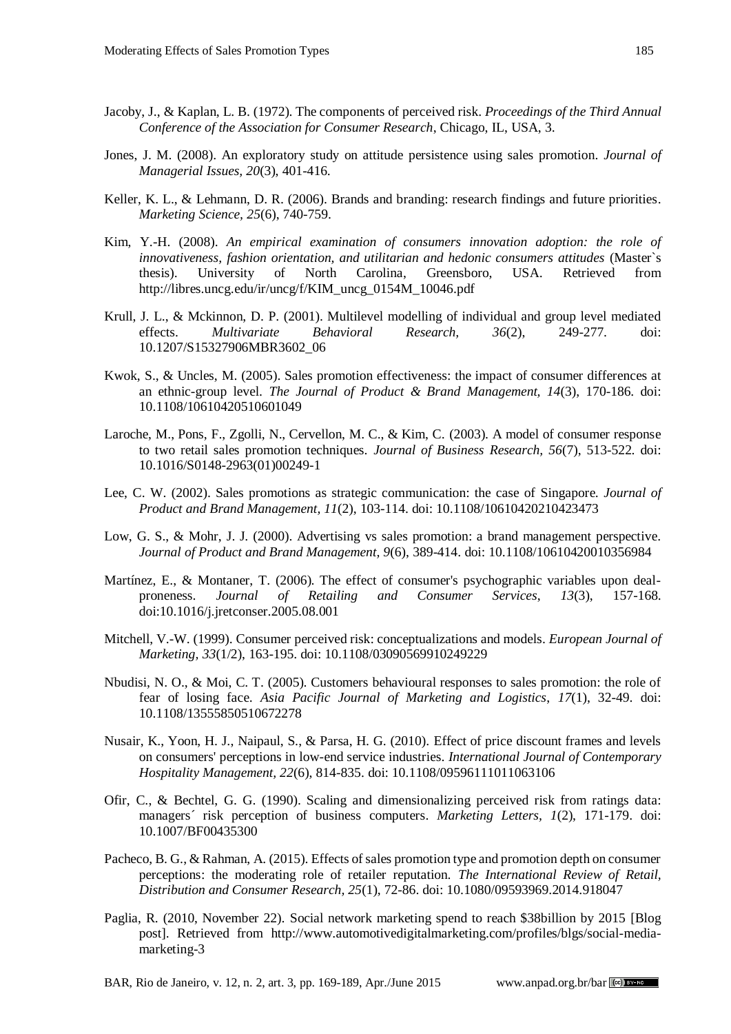Jacoby, J., & Kaplan, L. B. (1972). The components of perceived risk. *Proceedings of the Third Annual Conference of the Association for Consumer Research*, Chicago, IL, USA, 3.

Jones, J. M. (2008). An exploratory study on attitude persistence using sales promotion. *Journal of Managerial Issues, 20*(3), 401-416.

Keller, K. L., & Lehmann, D. R. (2006). Brands and branding: research findings and future priorities. *Marketing Science, 25*(6), 740-759.

Kim, Y.-H. (2008). *An empirical examination of consumers innovation adoption: the role of innovativeness, fashion orientation, and utilitarian and hedonic consumers attitudes* (Master`s thesis). University of North Carolina, Greensboro, USA. Retrieved from http://libres.uncg.edu/ir/uncg/f/KIM_uncg_0154M_10046.pdf

Krull, J. L., & Mckinnon, D. P. (2001). Multilevel modelling of individual and group level mediated effects. *Multivariate Behavioral Research, 36*(2), 249-277. doi: 10.1207/S15327906MBR3602_06

Kwok, S., & Uncles, M. (2005). Sales promotion effectiveness: the impact of consumer differences at an ethnic-group level. *The Journal of Product & Brand Management, 14*(3), 170-186. doi: 10.1108/10610420510601049

Laroche, M., Pons, F., Zgolli, N., Cervellon, M. C., & Kim, C. (2003). A model of consumer response to two retail sales promotion techniques. *Journal of Business Research, 56*(7), 513-522. doi: 10.1016/S0148-2963(01)00249-1

Lee, C. W. (2002). Sales promotions as strategic communication: the case of Singapore. *Journal of Product and Brand Management, 11*(2), 103-114. doi: 10.1108/10610420210423473

Low, G. S., & Mohr, J. J. (2000). Advertising vs sales promotion: a brand management perspective. *Journal of Product and Brand Management, 9*(6), 389-414. doi: 10.1108/10610420010356984

Martínez, E., & Montaner, T. (2006). The effect of consumer's psychographic variables upon deal-proneness. *Journal of Retailing and Consumer Services, 13*(3), 157-168. doi:10.1016/j.jretconser.2005.08.001

Mitchell, V.-W. (1999). Consumer perceived risk: conceptualizations and models. *European Journal of Marketing, 33*(1/2), 163-195. doi: 10.1108/03090569910249229

Nbudisi, N. O., & Moi, C. T. (2005). Customers behavioural responses to sales promotion: the role of fear of losing face. *Asia Pacific Journal of Marketing and Logistics, 17*(1), 32-49. doi: 10.1108/13555850510672278

Nusair, K., Yoon, H. J., Naipaul, S., & Parsa, H. G. (2010). Effect of price discount frames and levels on consumers' perceptions in low-end service industries. *International Journal of Contemporary Hospitality Management, 22*(6), 814-835. doi: 10.1108/09596111011063106

Ofir, C., & Bechtel, G. G. (1990). Scaling and dimensionalizing perceived risk from ratings data: managers´ risk perception of business computers. *Marketing Letters, 1*(2), 171-179. doi: 10.1007/BF00435300

Pacheco, B. G., & Rahman, A. (2015). Effects of sales promotion type and promotion depth on consumer perceptions: the moderating role of retailer reputation. *The International Review of Retail, Distribution and Consumer Research, 25*(1), 72-86. doi: 10.1080/09593969.2014.918047

Paglia, R. (2010, November 22). Social network marketing spend to reach $38billion by 2015 [Blog post]. Retrieved from http://www.automotivedigitalmarketing.com/profiles/blgs/social-media-marketing-3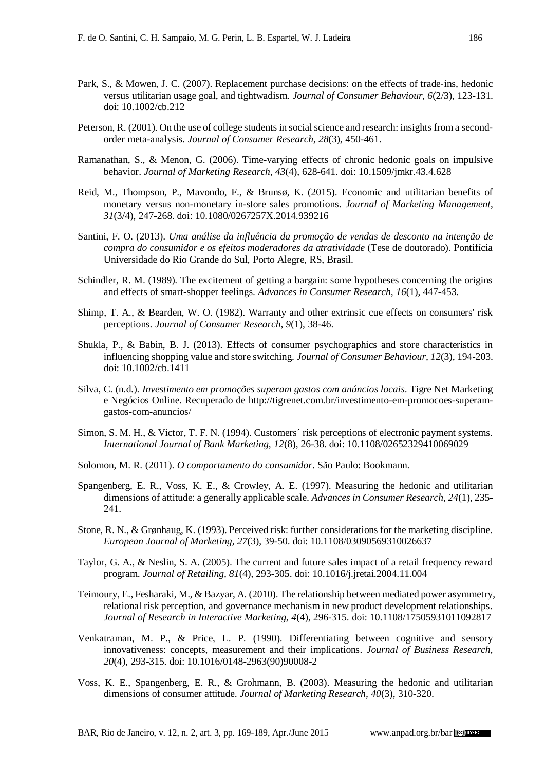Park, S., & Mowen, J. C. (2007). Replacement purchase decisions: on the effects of trade-ins, hedonic versus utilitarian usage goal, and tightwadism. *Journal of Consumer Behaviour, 6*(2/3), 123-131. doi: 10.1002/cb.212

Peterson, R. (2001). On the use of college students in social science and research: insights from a second-order meta-analysis. *Journal of Consumer Research, 28*(3), 450-461.

Ramanathan, S., & Menon, G. (2006). Time-varying effects of chronic hedonic goals on impulsive behavior. *Journal of Marketing Research, 43*(4), 628-641. doi: 10.1509/jmkr.43.4.628

Reid, M., Thompson, P., Mavondo, F., & Brunsø, K. (2015). Economic and utilitarian benefits of monetary versus non-monetary in-store sales promotions. *Journal of Marketing Management, 31*(3/4), 247-268. doi: 10.1080/0267257X.2014.939216

Santini, F. O. (2013). *Uma análise da influência da promoção de vendas de desconto na intenção de compra do consumidor e os efeitos moderadores da atratividade* (Tese de doutorado). Pontifícia Universidade do Rio Grande do Sul, Porto Alegre, RS, Brasil.

Schindler, R. M. (1989). The excitement of getting a bargain: some hypotheses concerning the origins and effects of smart-shopper feelings. *Advances in Consumer Research, 16*(1), 447-453.

Shimp, T. A., & Bearden, W. O. (1982). Warranty and other extrinsic cue effects on consumers' risk perceptions. *Journal of Consumer Research, 9*(1), 38-46.

Shukla, P., & Babin, B. J. (2013). Effects of consumer psychographics and store characteristics in influencing shopping value and store switching. *Journal of Consumer Behaviour, 12*(3), 194-203. doi: 10.1002/cb.1411

Silva, C. (n.d.). *Investimento em promoções superam gastos com anúncios locais*. Tigre Net Marketing e Negócios Online. Recuperado de http://tigrenet.com.br/investimento-em-promocoes-superam-gastos-com-anuncios/

Simon, S. M. H., & Victor, T. F. N. (1994). Customers´ risk perceptions of electronic payment systems. *International Journal of Bank Marketing, 12*(8), 26-38. doi: 10.1108/02652329410069029

Solomon, M. R. (2011). *O comportamento do consumidor*. São Paulo: Bookmann.

Spangenberg, E. R., Voss, K. E., & Crowley, A. E. (1997). Measuring the hedonic and utilitarian dimensions of attitude: a generally applicable scale. *Advances in Consumer Research, 24*(1), 235-241.

Stone, R. N., & Grønhaug, K. (1993). Perceived risk: further considerations for the marketing discipline. *European Journal of Marketing, 27*(3), 39-50. doi: 10.1108/03090569310026637

Taylor, G. A., & Neslin, S. A. (2005). The current and future sales impact of a retail frequency reward program. *Journal of Retailing, 81*(4), 293-305. doi: 10.1016/j.jretai.2004.11.004

Teimoury, E., Fesharaki, M., & Bazyar, A. (2010). The relationship between mediated power asymmetry, relational risk perception, and governance mechanism in new product development relationships. *Journal of Research in Interactive Marketing, 4*(4), 296-315. doi: 10.1108/17505931011092817

Venkatraman, M. P., & Price, L. P. (1990). Differentiating between cognitive and sensory innovativeness: concepts, measurement and their implications. *Journal of Business Research, 20*(4), 293-315. doi: 10.1016/0148-2963(90)90008-2

Voss, K. E., Spangenberg, E. R., & Grohmann, B. (2003). Measuring the hedonic and utilitarian dimensions of consumer attitude. *Journal of Marketing Research, 40*(3), 310-320.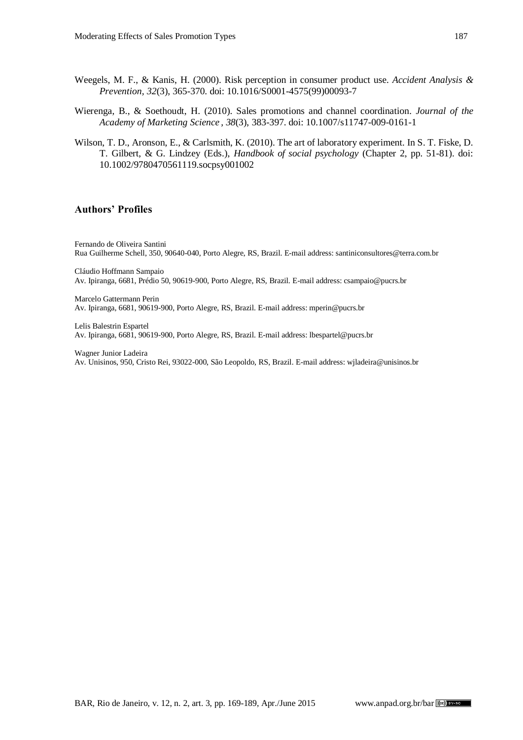Weegels, M. F., & Kanis, H. (2000). Risk perception in consumer product use. *Accident Analysis & Prevention*, *32*(3), 365-370. doi: 10.1016/S0001-4575(99)00093-7

Wierenga, B., & Soethoudt, H. (2010). Sales promotions and channel coordination. *Journal of the Academy of Marketing Science*, *38*(3), 383-397. doi: 10.1007/s11747-009-0161-1

Wilson, T. D., Aronson, E., & Carlsmith, K. (2010). The art of laboratory experiment. In S. T. Fiske, D. T. Gilbert, & G. Lindzey (Eds.), *Handbook of social psychology* (Chapter 2, pp. 51-81). doi: 10.1002/9780470561119.socpsy001002

## Authors' Profiles

Fernando de Oliveira Santini
Rua Guilherme Schell, 350, 90640-040, Porto Alegre, RS, Brazil. E-mail address: santiniconsultores@terra.com.br

Cláudio Hoffmann Sampaio
Av. Ipiranga, 6681, Prédio 50, 90619-900, Porto Alegre, RS, Brazil. E-mail address: csampaio@pucrs.br

Marcelo Gattermann Perin
Av. Ipiranga, 6681, 90619-900, Porto Alegre, RS, Brazil. E-mail address: mperin@pucrs.br

Lelis Balestrin Espartel
Av. Ipiranga, 6681, 90619-900, Porto Alegre, RS, Brazil. E-mail address: lbespartel@pucrs.br

Wagner Junior Ladeira
Av. Unisinos, 950, Cristo Rei, 93022-000, São Leopoldo, RS, Brazil. E-mail address: wjladeira@unisinos.br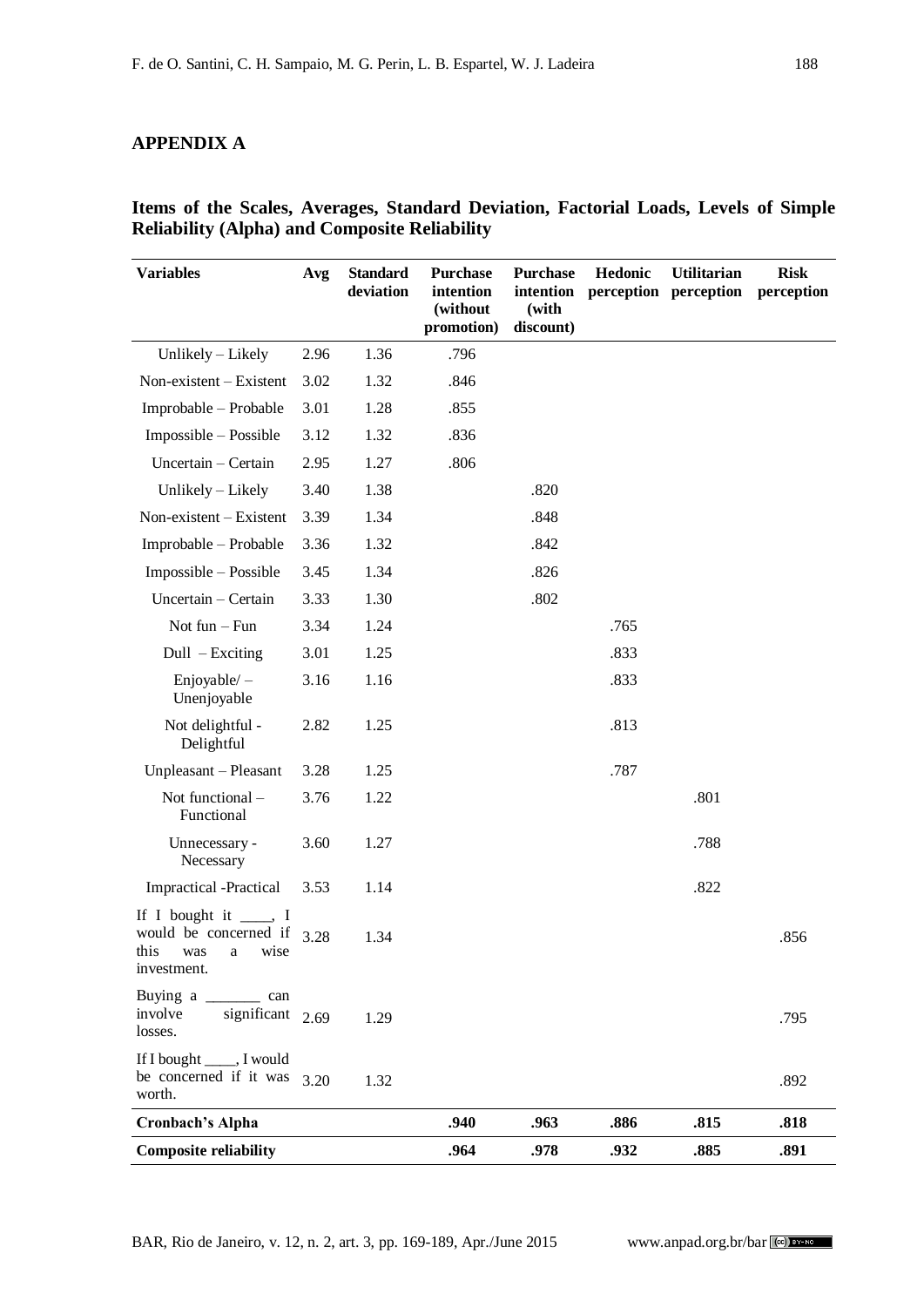## APPENDIX A

### Items of the Scales, Averages, Standard Deviation, Factorial Loads, Levels of Simple Reliability (Alpha) and Composite Reliability

| Variables | Avg | Standard deviation | Purchase intention (without promotion) | Purchase intention (with discount) | Hedonic perception | Utilitarian perception | Risk perception |
|---|---|---|---|---|---|---|---|
| Unlikely – Likely | 2.96 | 1.36 | .796 | | | | |
| Non-existent – Existent | 3.02 | 1.32 | .846 | | | | |
| Improbable – Probable | 3.01 | 1.28 | .855 | | | | |
| Impossible – Possible | 3.12 | 1.32 | .836 | | | | |
| Uncertain – Certain | 2.95 | 1.27 | .806 | | | | |
| Unlikely – Likely | 3.40 | 1.38 | | .820 | | | |
| Non-existent – Existent | 3.39 | 1.34 | | .848 | | | |
| Improbable – Probable | 3.36 | 1.32 | | .842 | | | |
| Impossible – Possible | 3.45 | 1.34 | | .826 | | | |
| Uncertain – Certain | 3.33 | 1.30 | | .802 | | | |
| Not fun – Fun | 3.34 | 1.24 | | | .765 | | |
| Dull – Exciting | 3.01 | 1.25 | | | .833 | | |
| Enjoyable/ – Unenjoyable | 3.16 | 1.16 | | | .833 | | |
| Not delightful - Delightful | 2.82 | 1.25 | | | .813 | | |
| Unpleasant – Pleasant | 3.28 | 1.25 | | | .787 | | |
| Not functional – Functional | 3.76 | 1.22 | | | | .801 | |
| Unnecessary - Necessary | 3.60 | 1.27 | | | | .788 | |
| Impractical -Practical | 3.53 | 1.14 | | | | .822 | |
| If I bought it ____, I would be concerned if this was a wise investment. | 3.28 | 1.34 | | | | | .856 |
| Buying a _______ can involve significant losses. | 2.69 | 1.29 | | | | | .795 |
| If I bought ____, I would be concerned if it was worth. | 3.20 | 1.32 | | | | | .892 |
| **Cronbach's Alpha** | | | **.940** | **.963** | **.886** | **.815** | **.818** |
| **Composite reliability** | | | **.964** | **.978** | **.932** | **.885** | **.891** |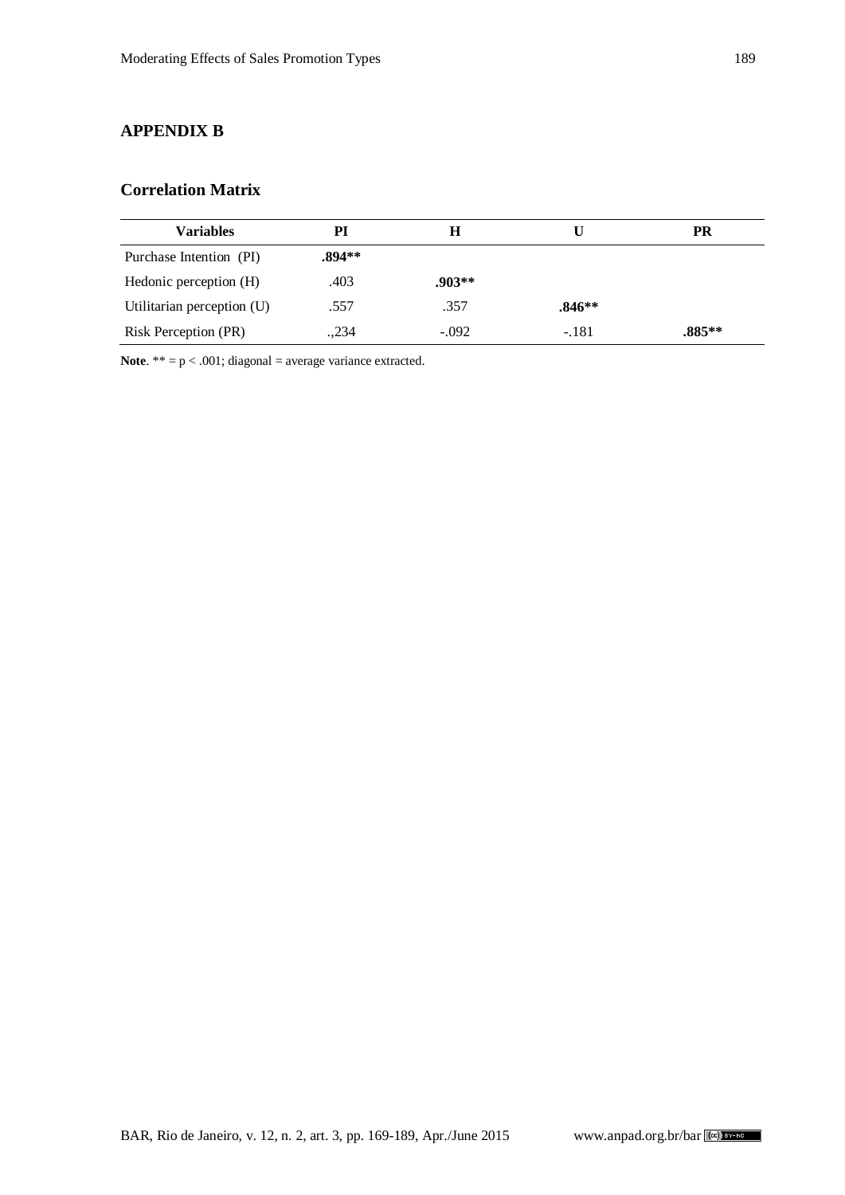## APPENDIX B

### Correlation Matrix

| Variables | PI | H | U | PR |
|---|---|---|---|---|
| Purchase Intention (PI) | **.894\*\*** | | | |
| Hedonic perception (H) | .403 | **.903\*\*** | | |
| Utilitarian perception (U) | .557 | .357 | **.846\*\*** | |
| Risk Perception (PR) | .,234 | -.092 | -.181 | **.885\*\*** |

**Note**. ** = $p < .001$; diagonal = average variance extracted.